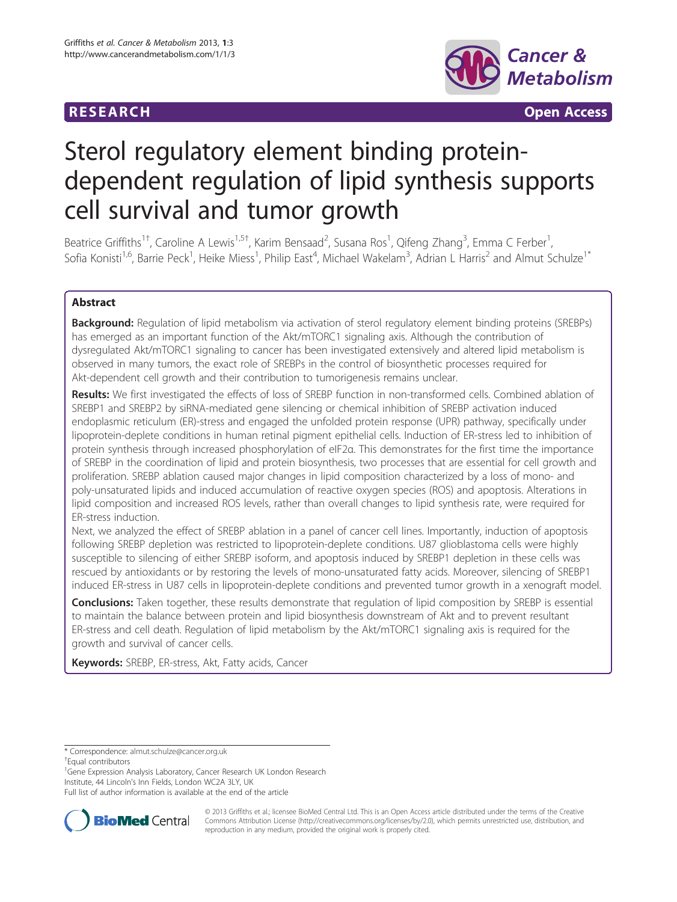RESEARCH Open Access

# Sterol regulatory element binding protein-dependent regulation of lipid synthesis supports cell survival and tumor growth

Beatrice Griffiths[1†], Caroline A Lewis[1,5†], Karim Bensaad[2], Susana Ros[1], Qifeng Zhang[3], Emma C Ferber[1], Sofia Konisti[1,6], Barrie Peck[1], Heike Miess[1], Philip East[4], Michael Wakelam[3], Adrian L Harris[2] and Almut Schulze[1*]

## Abstract

**Background:** Regulation of lipid metabolism via activation of sterol regulatory element binding proteins (SREBPs) has emerged as an important function of the Akt/mTORC1 signaling axis. Although the contribution of dysregulated Akt/mTORC1 signaling to cancer has been investigated extensively and altered lipid metabolism is observed in many tumors, the exact role of SREBPs in the control of biosynthetic processes required for Akt-dependent cell growth and their contribution to tumorigenesis remains unclear.

**Results:** We first investigated the effects of loss of SREBP function in non-transformed cells. Combined ablation of SREBP1 and SREBP2 by siRNA-mediated gene silencing or chemical inhibition of SREBP activation induced endoplasmic reticulum (ER)-stress and engaged the unfolded protein response (UPR) pathway, specifically under lipoprotein-deplete conditions in human retinal pigment epithelial cells. Induction of ER-stress led to inhibition of protein synthesis through increased phosphorylation of eIF2α. This demonstrates for the first time the importance of SREBP in the coordination of lipid and protein biosynthesis, two processes that are essential for cell growth and proliferation. SREBP ablation caused major changes in lipid composition characterized by a loss of mono- and poly-unsaturated lipids and induced accumulation of reactive oxygen species (ROS) and apoptosis. Alterations in lipid composition and increased ROS levels, rather than overall changes to lipid synthesis rate, were required for ER-stress induction.

Next, we analyzed the effect of SREBP ablation in a panel of cancer cell lines. Importantly, induction of apoptosis following SREBP depletion was restricted to lipoprotein-deplete conditions. U87 glioblastoma cells were highly susceptible to silencing of either SREBP isoform, and apoptosis induced by SREBP1 depletion in these cells was rescued by antioxidants or by restoring the levels of mono-unsaturated fatty acids. Moreover, silencing of SREBP1 induced ER-stress in U87 cells in lipoprotein-deplete conditions and prevented tumor growth in a xenograft model.

**Conclusions:** Taken together, these results demonstrate that regulation of lipid composition by SREBP is essential to maintain the balance between protein and lipid biosynthesis downstream of Akt and to prevent resultant ER-stress and cell death. Regulation of lipid metabolism by the Akt/mTORC1 signaling axis is required for the growth and survival of cancer cells.

**Keywords:** SREBP, ER-stress, Akt, Fatty acids, Cancer

---

\* Correspondence: almut.schulze@cancer.org.uk
† Equal contributors
[1] Gene Expression Analysis Laboratory, Cancer Research UK London Research Institute, 44 Lincoln's Inn Fields, London WC2A 3LY, UK
Full list of author information is available at the end of the article

© 2013 Griffiths et al.; licensee BioMed Central Ltd. This is an Open Access article distributed under the terms of the Creative Commons Attribution License (http://creativecommons.org/licenses/by/2.0), which permits unrestricted use, distribution, and reproduction in any medium, provided the original work is properly cited.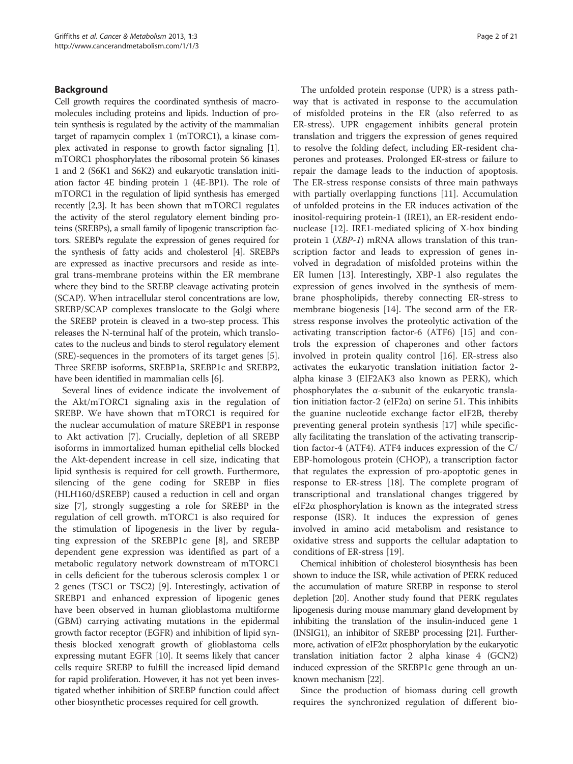## Background

Cell growth requires the coordinated synthesis of macromolecules including proteins and lipids. Induction of protein synthesis is regulated by the activity of the mammalian target of rapamycin complex 1 (mTORC1), a kinase complex activated in response to growth factor signaling [1]. mTORC1 phosphorylates the ribosomal protein S6 kinases 1 and 2 (S6K1 and S6K2) and eukaryotic translation initiation factor 4E binding protein 1 (4E-BP1). The role of mTORC1 in the regulation of lipid synthesis has emerged recently [2,3]. It has been shown that mTORC1 regulates the activity of the sterol regulatory element binding proteins (SREBPs), a small family of lipogenic transcription factors. SREBPs regulate the expression of genes required for the synthesis of fatty acids and cholesterol [4]. SREBPs are expressed as inactive precursors and reside as integral trans-membrane proteins within the ER membrane where they bind to the SREBP cleavage activating protein (SCAP). When intracellular sterol concentrations are low, SREBP/SCAP complexes translocate to the Golgi where the SREBP protein is cleaved in a two-step process. This releases the N-terminal half of the protein, which translocates to the nucleus and binds to sterol regulatory element (SRE)-sequences in the promoters of its target genes [5]. Three SREBP isoforms, SREBP1a, SREBP1c and SREBP2, have been identified in mammalian cells [6].

Several lines of evidence indicate the involvement of the Akt/mTORC1 signaling axis in the regulation of SREBP. We have shown that mTORC1 is required for the nuclear accumulation of mature SREBP1 in response to Akt activation [7]. Crucially, depletion of all SREBP isoforms in immortalized human epithelial cells blocked the Akt-dependent increase in cell size, indicating that lipid synthesis is required for cell growth. Furthermore, silencing of the gene coding for SREBP in flies (HLH160/dSREBP) caused a reduction in cell and organ size [7], strongly suggesting a role for SREBP in the regulation of cell growth. mTORC1 is also required for the stimulation of lipogenesis in the liver by regulating expression of the SREBP1c gene [8], and SREBP dependent gene expression was identified as part of a metabolic regulatory network downstream of mTORC1 in cells deficient for the tuberous sclerosis complex 1 or 2 genes (TSC1 or TSC2) [9]. Interestingly, activation of SREBP1 and enhanced expression of lipogenic genes have been observed in human glioblastoma multiforme (GBM) carrying activating mutations in the epidermal growth factor receptor (EGFR) and inhibition of lipid synthesis blocked xenograft growth of glioblastoma cells expressing mutant EGFR [10]. It seems likely that cancer cells require SREBP to fulfill the increased lipid demand for rapid proliferation. However, it has not yet been investigated whether inhibition of SREBP function could affect other biosynthetic processes required for cell growth.

The unfolded protein response (UPR) is a stress pathway that is activated in response to the accumulation of misfolded proteins in the ER (also referred to as ER-stress). UPR engagement inhibits general protein translation and triggers the expression of genes required to resolve the folding defect, including ER-resident chaperones and proteases. Prolonged ER-stress or failure to repair the damage leads to the induction of apoptosis. The ER-stress response consists of three main pathways with partially overlapping functions [11]. Accumulation of unfolded proteins in the ER induces activation of the inositol-requiring protein-1 (IRE1), an ER-resident endonuclease [12]. IRE1-mediated splicing of X-box binding protein 1 (*XBP-1*) mRNA allows translation of this transcription factor and leads to expression of genes involved in degradation of misfolded proteins within the ER lumen [13]. Interestingly, XBP-1 also regulates the expression of genes involved in the synthesis of membrane phospholipids, thereby connecting ER-stress to membrane biogenesis [14]. The second arm of the ER-stress response involves the proteolytic activation of the activating transcription factor-6 (ATF6) [15] and controls the expression of chaperones and other factors involved in protein quality control [16]. ER-stress also activates the eukaryotic translation initiation factor 2-alpha kinase 3 (EIF2AK3 also known as PERK), which phosphorylates the α-subunit of the eukaryotic translation initiation factor-2 (eIF2α) on serine 51. This inhibits the guanine nucleotide exchange factor eIF2B, thereby preventing general protein synthesis [17] while specifically facilitating the translation of the activating transcription factor-4 (ATF4). ATF4 induces expression of the C/EBP-homologous protein (CHOP), a transcription factor that regulates the expression of pro-apoptotic genes in response to ER-stress [18]. The complete program of transcriptional and translational changes triggered by eIF2α phosphorylation is known as the integrated stress response (ISR). It induces the expression of genes involved in amino acid metabolism and resistance to oxidative stress and supports the cellular adaptation to conditions of ER-stress [19].

Chemical inhibition of cholesterol biosynthesis has been shown to induce the ISR, while activation of PERK reduced the accumulation of mature SREBP in response to sterol depletion [20]. Another study found that PERK regulates lipogenesis during mouse mammary gland development by inhibiting the translation of the insulin-induced gene 1 (INSIG1), an inhibitor of SREBP processing [21]. Furthermore, activation of eIF2α phosphorylation by the eukaryotic translation initiation factor 2 alpha kinase 4 (GCN2) induced expression of the SREBP1c gene through an unknown mechanism [22].

Since the production of biomass during cell growth requires the synchronized regulation of different bio-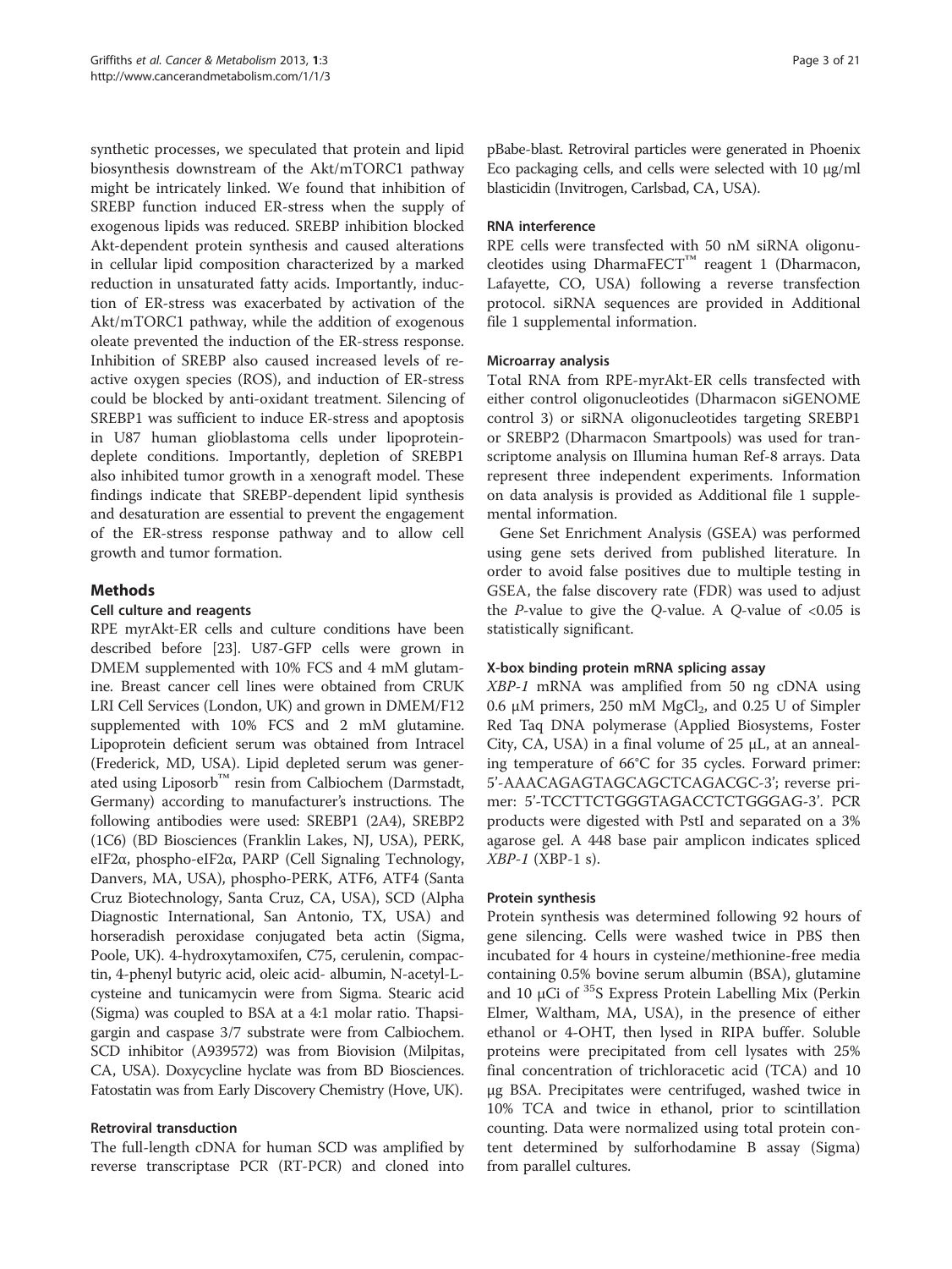synthetic processes, we speculated that protein and lipid biosynthesis downstream of the Akt/mTORC1 pathway might be intricately linked. We found that inhibition of SREBP function induced ER-stress when the supply of exogenous lipids was reduced. SREBP inhibition blocked Akt-dependent protein synthesis and caused alterations in cellular lipid composition characterized by a marked reduction in unsaturated fatty acids. Importantly, induction of ER-stress was exacerbated by activation of the Akt/mTORC1 pathway, while the addition of exogenous oleate prevented the induction of the ER-stress response. Inhibition of SREBP also caused increased levels of reactive oxygen species (ROS), and induction of ER-stress could be blocked by anti-oxidant treatment. Silencing of SREBP1 was sufficient to induce ER-stress and apoptosis in U87 human glioblastoma cells under lipoprotein-deplete conditions. Importantly, depletion of SREBP1 also inhibited tumor growth in a xenograft model. These findings indicate that SREBP-dependent lipid synthesis and desaturation are essential to prevent the engagement of the ER-stress response pathway and to allow cell growth and tumor formation.

## Methods

### Cell culture and reagents

RPE myrAkt-ER cells and culture conditions have been described before [23]. U87-GFP cells were grown in DMEM supplemented with 10% FCS and 4 mM glutamine. Breast cancer cell lines were obtained from CRUK LRI Cell Services (London, UK) and grown in DMEM/F12 supplemented with 10% FCS and 2 mM glutamine. Lipoprotein deficient serum was obtained from Intracel (Frederick, MD, USA). Lipid depleted serum was generated using Liposorb™ resin from Calbiochem (Darmstadt, Germany) according to manufacturer's instructions. The following antibodies were used: SREBP1 (2A4), SREBP2 (1C6) (BD Biosciences (Franklin Lakes, NJ, USA), PERK, eIF2α, phospho-eIF2α, PARP (Cell Signaling Technology, Danvers, MA, USA), phospho-PERK, ATF6, ATF4 (Santa Cruz Biotechnology, Santa Cruz, CA, USA), SCD (Alpha Diagnostic International, San Antonio, TX, USA) and horseradish peroxidase conjugated beta actin (Sigma, Poole, UK). 4-hydroxytamoxifen, C75, cerulenin, compactin, 4-phenyl butyric acid, oleic acid- albumin, N-acetyl-L-cysteine and tunicamycin were from Sigma. Stearic acid (Sigma) was coupled to BSA at a 4:1 molar ratio. Thapsigargin and caspase 3/7 substrate were from Calbiochem. SCD inhibitor (A939572) was from Biovision (Milpitas, CA, USA). Doxycycline hyclate was from BD Biosciences. Fatostatin was from Early Discovery Chemistry (Hove, UK).

### Retroviral transduction

The full-length cDNA for human SCD was amplified by reverse transcriptase PCR (RT-PCR) and cloned into pBabe-blast. Retroviral particles were generated in Phoenix Eco packaging cells, and cells were selected with 10 μg/ml blasticidin (Invitrogen, Carlsbad, CA, USA).

### RNA interference

RPE cells were transfected with 50 nM siRNA oligonucleotides using DharmaFECT™ reagent 1 (Dharmacon, Lafayette, CO, USA) following a reverse transfection protocol. siRNA sequences are provided in Additional file 1 supplemental information.

### Microarray analysis

Total RNA from RPE-myrAkt-ER cells transfected with either control oligonucleotides (Dharmacon siGENOME control 3) or siRNA oligonucleotides targeting SREBP1 or SREBP2 (Dharmacon Smartpools) was used for transcriptome analysis on Illumina human Ref-8 arrays. Data represent three independent experiments. Information on data analysis is provided as Additional file 1 supplemental information.

Gene Set Enrichment Analysis (GSEA) was performed using gene sets derived from published literature. In order to avoid false positives due to multiple testing in GSEA, the false discovery rate (FDR) was used to adjust the *P*-value to give the *Q*-value. A *Q*-value of <0.05 is statistically significant.

### X-box binding protein mRNA splicing assay

*XBP-1* mRNA was amplified from 50 ng cDNA using 0.6 μM primers, 250 mM $MgCl_2$, and 0.25 U of Simpler Red Taq DNA polymerase (Applied Biosystems, Foster City, CA, USA) in a final volume of 25 μL, at an annealing temperature of 66°C for 35 cycles. Forward primer: 5'-AAACAGAGTAGCAGCTCAGACGC-3'; reverse primer: 5'-TCCTTCTGGGTAGACCTCTGGGAG-3'. PCR products were digested with PstI and separated on a 3% agarose gel. A 448 base pair amplicon indicates spliced *XBP-1* (XBP-1 s).

### Protein synthesis

Protein synthesis was determined following 92 hours of gene silencing. Cells were washed twice in PBS then incubated for 4 hours in cysteine/methionine-free media containing 0.5% bovine serum albumin (BSA), glutamine and 10 μCi of $^{35}$S Express Protein Labelling Mix (Perkin Elmer, Waltham, MA, USA), in the presence of either ethanol or 4-OHT, then lysed in RIPA buffer. Soluble proteins were precipitated from cell lysates with 25% final concentration of trichloracetic acid (TCA) and 10 μg BSA. Precipitates were centrifuged, washed twice in 10% TCA and twice in ethanol, prior to scintillation counting. Data were normalized using total protein content determined by sulforhodamine B assay (Sigma) from parallel cultures.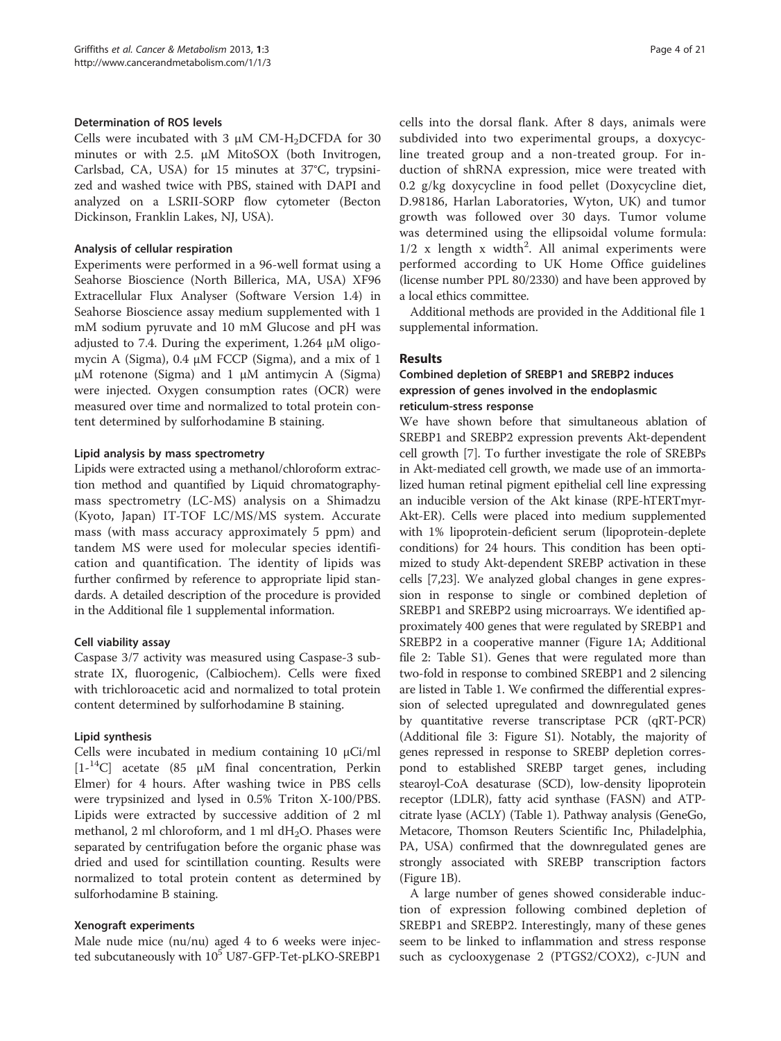#### Determination of ROS levels

Cells were incubated with 3 μM CM-$H_2$DCFDA for 30 minutes or with 2.5. μM MitoSOX (both Invitrogen, Carlsbad, CA, USA) for 15 minutes at 37°C, trypsinized and washed twice with PBS, stained with DAPI and analyzed on a LSRII-SORP flow cytometer (Becton Dickinson, Franklin Lakes, NJ, USA).

#### Analysis of cellular respiration

Experiments were performed in a 96-well format using a Seahorse Bioscience (North Billerica, MA, USA) XF96 Extracellular Flux Analyser (Software Version 1.4) in Seahorse Bioscience assay medium supplemented with 1 mM sodium pyruvate and 10 mM Glucose and pH was adjusted to 7.4. During the experiment, 1.264 μM oligomycin A (Sigma), 0.4 μM FCCP (Sigma), and a mix of 1 μM rotenone (Sigma) and 1 μM antimycin A (Sigma) were injected. Oxygen consumption rates (OCR) were measured over time and normalized to total protein content determined by sulforhodamine B staining.

#### Lipid analysis by mass spectrometry

Lipids were extracted using a methanol/chloroform extraction method and quantified by Liquid chromatography-mass spectrometry (LC-MS) analysis on a Shimadzu (Kyoto, Japan) IT-TOF LC/MS/MS system. Accurate mass (with mass accuracy approximately 5 ppm) and tandem MS were used for molecular species identification and quantification. The identity of lipids was further confirmed by reference to appropriate lipid standards. A detailed description of the procedure is provided in the Additional file 1 supplemental information.

#### Cell viability assay

Caspase 3/7 activity was measured using Caspase-3 substrate IX, fluorogenic, (Calbiochem). Cells were fixed with trichloroacetic acid and normalized to total protein content determined by sulforhodamine B staining.

#### Lipid synthesis

Cells were incubated in medium containing 10 μCi/ml [1-$^{14}$C] acetate (85 μM final concentration, Perkin Elmer) for 4 hours. After washing twice in PBS cells were trypsinized and lysed in 0.5% Triton X-100/PBS. Lipids were extracted by successive addition of 2 ml methanol, 2 ml chloroform, and 1 ml d$H_2O$. Phases were separated by centrifugation before the organic phase was dried and used for scintillation counting. Results were normalized to total protein content as determined by sulforhodamine B staining.

#### Xenograft experiments

Male nude mice (nu/nu) aged 4 to 6 weeks were injected subcutaneously with $10^5$ U87-GFP-Tet-pLKO-SREBP1 cells into the dorsal flank. After 8 days, animals were subdivided into two experimental groups, a doxycycline treated group and a non-treated group. For induction of shRNA expression, mice were treated with 0.2 g/kg doxycycline in food pellet (Doxycycline diet, D.98186, Harlan Laboratories, Wyton, UK) and tumor growth was followed over 30 days. Tumor volume was determined using the ellipsoidal volume formula: $1/2 \times \text{length} \times \text{width}^2$. All animal experiments were performed according to UK Home Office guidelines (license number PPL 80/2330) and have been approved by a local ethics committee.

Additional methods are provided in the Additional file 1 supplemental information.

## Results

### Combined depletion of SREBP1 and SREBP2 induces expression of genes involved in the endoplasmic reticulum-stress response

We have shown before that simultaneous ablation of SREBP1 and SREBP2 expression prevents Akt-dependent cell growth [7]. To further investigate the role of SREBPs in Akt-mediated cell growth, we made use of an immortalized human retinal pigment epithelial cell line expressing an inducible version of the Akt kinase (RPE-hTERTmyr-Akt-ER). Cells were placed into medium supplemented with 1% lipoprotein-deficient serum (lipoprotein-deplete conditions) for 24 hours. This condition has been optimized to study Akt-dependent SREBP activation in these cells [7,23]. We analyzed global changes in gene expression in response to single or combined depletion of SREBP1 and SREBP2 using microarrays. We identified approximately 400 genes that were regulated by SREBP1 and SREBP2 in a cooperative manner (Figure 1A; Additional file 2: Table S1). Genes that were regulated more than two-fold in response to combined SREBP1 and 2 silencing are listed in Table 1. We confirmed the differential expression of selected upregulated and downregulated genes by quantitative reverse transcriptase PCR (qRT-PCR) (Additional file 3: Figure S1). Notably, the majority of genes repressed in response to SREBP depletion correspond to established SREBP target genes, including stearoyl-CoA desaturase (SCD), low-density lipoprotein receptor (LDLR), fatty acid synthase (FASN) and ATP-citrate lyase (ACLY) (Table 1). Pathway analysis (GeneGo, Metacore, Thomson Reuters Scientific Inc, Philadelphia, PA, USA) confirmed that the downregulated genes are strongly associated with SREBP transcription factors (Figure 1B).

A large number of genes showed considerable induction of expression following combined depletion of SREBP1 and SREBP2. Interestingly, many of these genes seem to be linked to inflammation and stress response such as cyclooxygenase 2 (PTGS2/COX2), c-JUN and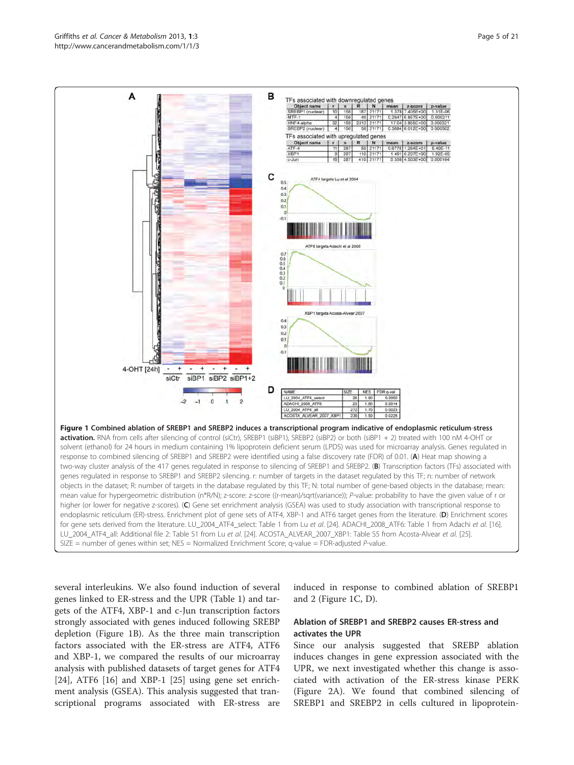**Figure 1 Combined ablation of SREBP1 and SREBP2 induces a transcriptional program indicative of endoplasmic reticulum-stress activation.** RNA from cells after silencing of control (siCtr), SREBP1 (siBP1), SREBP2 (siBP2) or both (siBP1 + 2) treated with 100 nM 4-OHT or solvent (ethanol) for 24 hours in medium containing 1% lipoprotein deficient serum (LPDS) was used for microarray analysis. Genes regulated in response to combined silencing of SREBP1 and SREBP2 were identified using a false discovery rate (FDR) of 0.01. (**A**) Heat map showing a two-way cluster analysis of the 417 genes regulated in response to silencing of SREBP1 and SREBP2. (**B**) Transcription factors (TFs) associated with genes regulated in response to SREBP1 and SREBP2 silencing. r: number of targets in the dataset regulated by this TF; n: number of network objects in the dataset; R: number of targets in the database regulated by this TF; N: total number of gene-based objects in the database; mean: mean value for hypergeometric distribution (n\*R/N); z-score: z-score ((r-mean)/sqrt(variance)); *P*-value: probability to have the given value of r or higher (or lower for negative z-scores). (**C**) Gene set enrichment analysis (GSEA) was used to study association with transcriptional response to endoplasmic reticulum (ER)-stress. Enrichment plot of gene sets of ATF4, XBP-1 and ATF6 target genes from the literature. (**D**) Enrichment scores for gene sets derived from the literature. LU_2004_ATF4_select: Table 1 from Lu *et al.* [24]. ADACHI_2008_ATF6: Table 1 from Adachi *et al.* [16]. LU_2004_ATF4_all: Additional file 2: Table S1 from Lu *et al.* [24]. ACOSTA_ALVEAR_2007_XBP1: Table S5 from Acosta-Alvear *et al.* [25]. SIZE = number of genes within set; NES = Normalized Enrichment Score; q-value = FDR-adjusted *P*-value.

several interleukins. We also found induction of several genes linked to ER-stress and the UPR (Table 1) and targets of the ATF4, XBP-1 and c-Jun transcription factors strongly associated with genes induced following SREBP depletion (Figure 1B). As the three main transcription factors associated with the ER-stress are ATF4, ATF6 and XBP-1, we compared the results of our microarray analysis with published datasets of target genes for ATF4 [24], ATF6 [16] and XBP-1 [25] using gene set enrichment analysis (GSEA). This analysis suggested that transcriptional programs associated with ER-stress are induced in response to combined ablation of SREBP1 and 2 (Figure 1C, D).

### Ablation of SREBP1 and SREBP2 causes ER-stress and activates the UPR

Since our analysis suggested that SREBP ablation induces changes in gene expression associated with the UPR, we next investigated whether this change is associated with activation of the ER-stress kinase PERK (Figure 2A). We found that combined silencing of SREBP1 and SREBP2 in cells cultured in lipoprotein-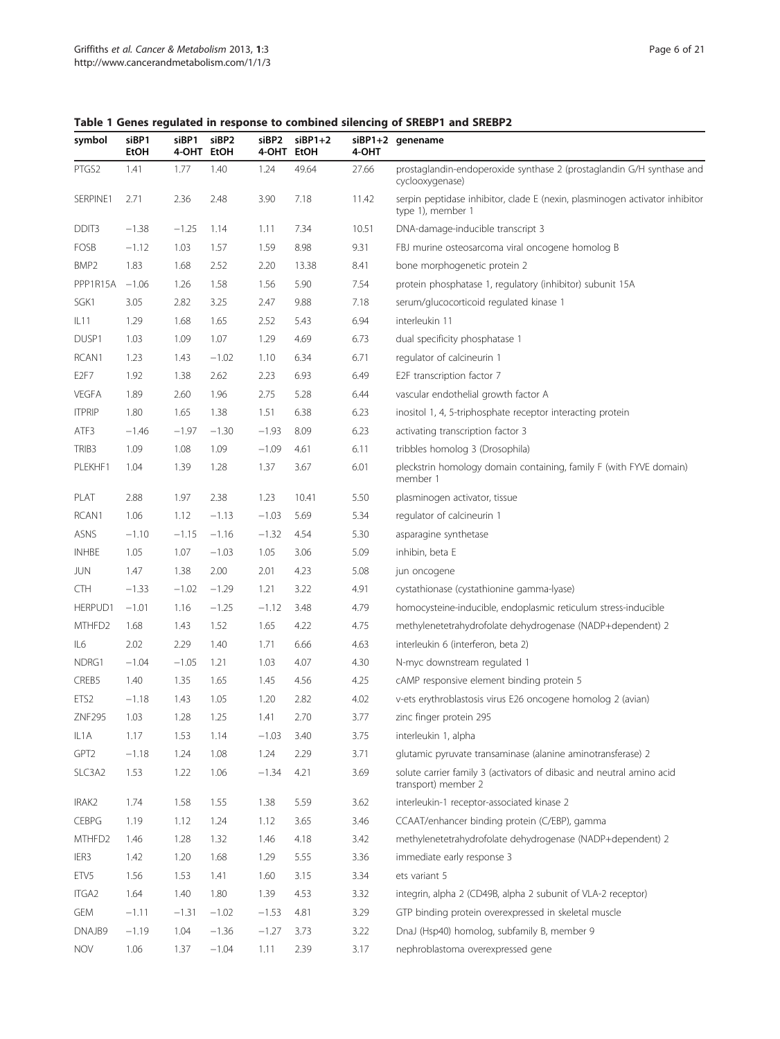**Table 1 Genes regulated in response to combined silencing of SREBP1 and SREBP2**

| symbol | siBP1 EtOH | siBP1 4-OHT | siBP2 EtOH | siBP2 4-OHT | siBP1+2 EtOH | siBP1+2 4-OHT | genename |
|---|---|---|---|---|---|---|---|
| PTGS2 | 1.41 | 1.77 | 1.40 | 1.24 | 49.64 | 27.66 | prostaglandin-endoperoxide synthase 2 (prostaglandin G/H synthase and cyclooxygenase) |
| SERPINE1 | 2.71 | 2.36 | 2.48 | 3.90 | 7.18 | 11.42 | serpin peptidase inhibitor, clade E (nexin, plasminogen activator inhibitor type 1), member 1 |
| DDIT3 | −1.38 | −1.25 | 1.14 | 1.11 | 7.34 | 10.51 | DNA-damage-inducible transcript 3 |
| FOSB | −1.12 | 1.03 | 1.57 | 1.59 | 8.98 | 9.31 | FBJ murine osteosarcoma viral oncogene homolog B |
| BMP2 | 1.83 | 1.68 | 2.52 | 2.20 | 13.38 | 8.41 | bone morphogenetic protein 2 |
| PPP1R15A | −1.06 | 1.26 | 1.58 | 1.56 | 5.90 | 7.54 | protein phosphatase 1, regulatory (inhibitor) subunit 15A |
| SGK1 | 3.05 | 2.82 | 3.25 | 2.47 | 9.88 | 7.18 | serum/glucocorticoid regulated kinase 1 |
| IL11 | 1.29 | 1.68 | 1.65 | 2.52 | 5.43 | 6.94 | interleukin 11 |
| DUSP1 | 1.03 | 1.09 | 1.07 | 1.29 | 4.69 | 6.73 | dual specificity phosphatase 1 |
| RCAN1 | 1.23 | 1.43 | −1.02 | 1.10 | 6.34 | 6.71 | regulator of calcineurin 1 |
| E2F7 | 1.92 | 1.38 | 2.62 | 2.23 | 6.93 | 6.49 | E2F transcription factor 7 |
| VEGFA | 1.89 | 2.60 | 1.96 | 2.75 | 5.28 | 6.44 | vascular endothelial growth factor A |
| ITPRIP | 1.80 | 1.65 | 1.38 | 1.51 | 6.38 | 6.23 | inositol 1, 4, 5-triphosphate receptor interacting protein |
| ATF3 | −1.46 | −1.97 | −1.30 | −1.93 | 8.09 | 6.23 | activating transcription factor 3 |
| TRIB3 | 1.09 | 1.08 | 1.09 | −1.09 | 4.61 | 6.11 | tribbles homolog 3 (Drosophila) |
| PLEKHF1 | 1.04 | 1.39 | 1.28 | 1.37 | 3.67 | 6.01 | pleckstrin homology domain containing, family F (with FYVE domain) member 1 |
| PLAT | 2.88 | 1.97 | 2.38 | 1.23 | 10.41 | 5.50 | plasminogen activator, tissue |
| RCAN1 | 1.06 | 1.12 | −1.13 | −1.03 | 5.69 | 5.34 | regulator of calcineurin 1 |
| ASNS | −1.10 | −1.15 | −1.16 | −1.32 | 4.54 | 5.30 | asparagine synthetase |
| INHBE | 1.05 | 1.07 | −1.03 | 1.05 | 3.06 | 5.09 | inhibin, beta E |
| JUN | 1.47 | 1.38 | 2.00 | 2.01 | 4.23 | 5.08 | jun oncogene |
| CTH | −1.33 | −1.02 | −1.29 | 1.21 | 3.22 | 4.91 | cystathionase (cystathionine gamma-lyase) |
| HERPUD1 | −1.01 | 1.16 | −1.25 | −1.12 | 3.48 | 4.79 | homocysteine-inducible, endoplasmic reticulum stress-inducible |
| MTHFD2 | 1.68 | 1.43 | 1.52 | 1.65 | 4.22 | 4.75 | methylenetetrahydrofolate dehydrogenase (NADP+dependent) 2 |
| IL6 | 2.02 | 2.29 | 1.40 | 1.71 | 6.66 | 4.63 | interleukin 6 (interferon, beta 2) |
| NDRG1 | −1.04 | −1.05 | 1.21 | 1.03 | 4.07 | 4.30 | N-myc downstream regulated 1 |
| CREB5 | 1.40 | 1.35 | 1.65 | 1.45 | 4.56 | 4.25 | cAMP responsive element binding protein 5 |
| ETS2 | −1.18 | 1.43 | 1.05 | 1.20 | 2.82 | 4.02 | v-ets erythroblastosis virus E26 oncogene homolog 2 (avian) |
| ZNF295 | 1.03 | 1.28 | 1.25 | 1.41 | 2.70 | 3.77 | zinc finger protein 295 |
| IL1A | 1.17 | 1.53 | 1.14 | −1.03 | 3.40 | 3.75 | interleukin 1, alpha |
| GPT2 | −1.18 | 1.24 | 1.08 | 1.24 | 2.29 | 3.71 | glutamic pyruvate transaminase (alanine aminotransferase) 2 |
| SLC3A2 | 1.53 | 1.22 | 1.06 | −1.34 | 4.21 | 3.69 | solute carrier family 3 (activators of dibasic and neutral amino acid transport) member 2 |
| IRAK2 | 1.74 | 1.58 | 1.55 | 1.38 | 5.59 | 3.62 | interleukin-1 receptor-associated kinase 2 |
| CEBPG | 1.19 | 1.12 | 1.24 | 1.12 | 3.65 | 3.46 | CCAAT/enhancer binding protein (C/EBP), gamma |
| MTHFD2 | 1.46 | 1.28 | 1.32 | 1.46 | 4.18 | 3.42 | methylenetetrahydrofolate dehydrogenase (NADP+dependent) 2 |
| IER3 | 1.42 | 1.20 | 1.68 | 1.29 | 5.55 | 3.36 | immediate early response 3 |
| ETV5 | 1.56 | 1.53 | 1.41 | 1.60 | 3.15 | 3.34 | ets variant 5 |
| ITGA2 | 1.64 | 1.40 | 1.80 | 1.39 | 4.53 | 3.32 | integrin, alpha 2 (CD49B, alpha 2 subunit of VLA-2 receptor) |
| GEM | −1.11 | −1.31 | −1.02 | −1.53 | 4.81 | 3.29 | GTP binding protein overexpressed in skeletal muscle |
| DNAJB9 | −1.19 | 1.04 | −1.36 | −1.27 | 3.73 | 3.22 | DnaJ (Hsp40) homolog, subfamily B, member 9 |
| NOV | 1.06 | 1.37 | −1.04 | 1.11 | 2.39 | 3.17 | nephroblastoma overexpressed gene |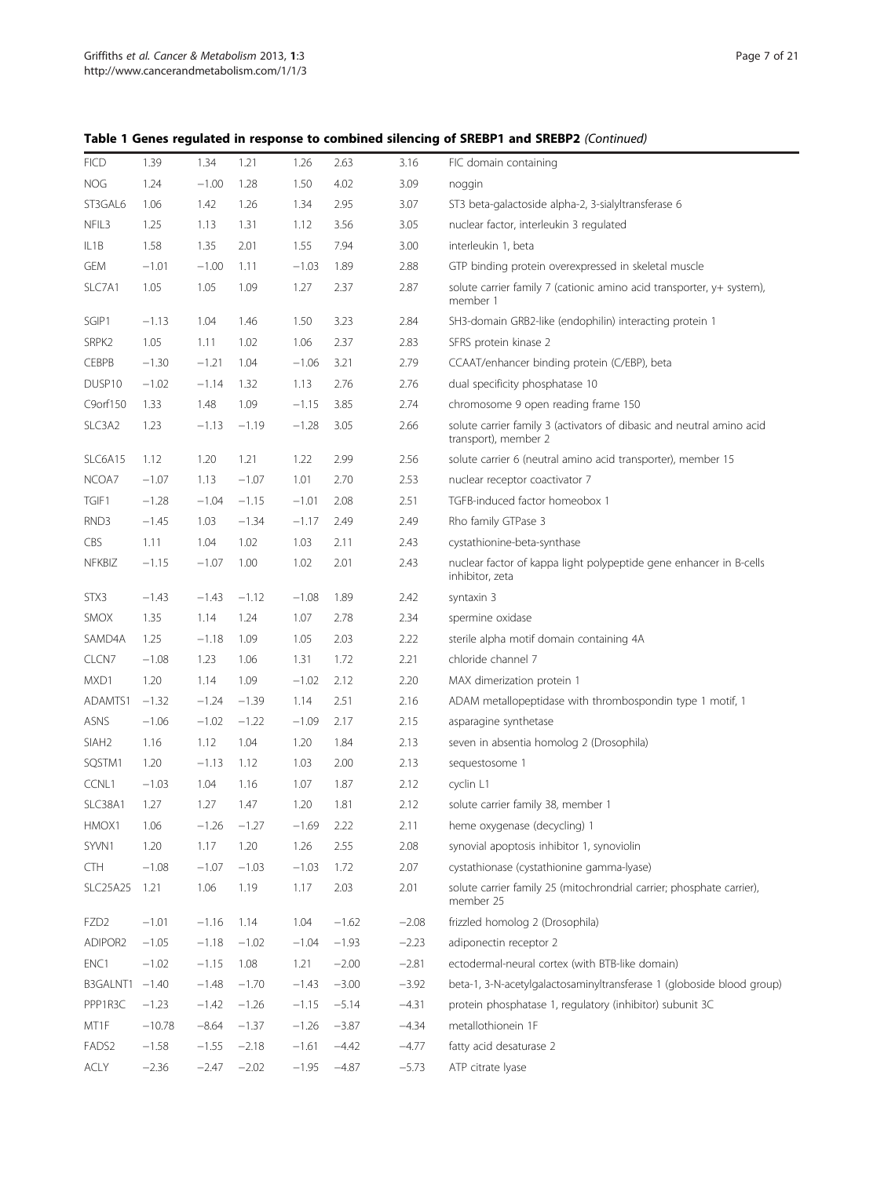**Table 1 Genes regulated in response to combined silencing of SREBP1 and SREBP2** *(Continued)*

| | | | | | | | |
|---|---|---|---|---|---|---|---|
| FICD | 1.39 | 1.34 | 1.21 | 1.26 | 2.63 | 3.16 | FIC domain containing |
| NOG | 1.24 | −1.00 | 1.28 | 1.50 | 4.02 | 3.09 | noggin |
| ST3GAL6 | 1.06 | 1.42 | 1.26 | 1.34 | 2.95 | 3.07 | ST3 beta-galactoside alpha-2, 3-sialyltransferase 6 |
| NFIL3 | 1.25 | 1.13 | 1.31 | 1.12 | 3.56 | 3.05 | nuclear factor, interleukin 3 regulated |
| IL1B | 1.58 | 1.35 | 2.01 | 1.55 | 7.94 | 3.00 | interleukin 1, beta |
| GEM | −1.01 | −1.00 | 1.11 | −1.03 | 1.89 | 2.88 | GTP binding protein overexpressed in skeletal muscle |
| SLC7A1 | 1.05 | 1.05 | 1.09 | 1.27 | 2.37 | 2.87 | solute carrier family 7 (cationic amino acid transporter, y+ system), member 1 |
| SGIP1 | −1.13 | 1.04 | 1.46 | 1.50 | 3.23 | 2.84 | SH3-domain GRB2-like (endophilin) interacting protein 1 |
| SRPK2 | 1.05 | 1.11 | 1.02 | 1.06 | 2.37 | 2.83 | SFRS protein kinase 2 |
| CEBPB | −1.30 | −1.21 | 1.04 | −1.06 | 3.21 | 2.79 | CCAAT/enhancer binding protein (C/EBP), beta |
| DUSP10 | −1.02 | −1.14 | 1.32 | 1.13 | 2.76 | 2.76 | dual specificity phosphatase 10 |
| C9orf150 | 1.33 | 1.48 | 1.09 | −1.15 | 3.85 | 2.74 | chromosome 9 open reading frame 150 |
| SLC3A2 | 1.23 | −1.13 | −1.19 | −1.28 | 3.05 | 2.66 | solute carrier family 3 (activators of dibasic and neutral amino acid transport), member 2 |
| SLC6A15 | 1.12 | 1.20 | 1.21 | 1.22 | 2.99 | 2.56 | solute carrier 6 (neutral amino acid transporter), member 15 |
| NCOA7 | −1.07 | 1.13 | −1.07 | 1.01 | 2.70 | 2.53 | nuclear receptor coactivator 7 |
| TGIF1 | −1.28 | −1.04 | −1.15 | −1.01 | 2.08 | 2.51 | TGFB-induced factor homeobox 1 |
| RND3 | −1.45 | 1.03 | −1.34 | −1.17 | 2.49 | 2.49 | Rho family GTPase 3 |
| CBS | 1.11 | 1.04 | 1.02 | 1.03 | 2.11 | 2.43 | cystathionine-beta-synthase |
| NFKBIZ | −1.15 | −1.07 | 1.00 | 1.02 | 2.01 | 2.43 | nuclear factor of kappa light polypeptide gene enhancer in B-cells inhibitor, zeta |
| STX3 | −1.43 | −1.43 | −1.12 | −1.08 | 1.89 | 2.42 | syntaxin 3 |
| SMOX | 1.35 | 1.14 | 1.24 | 1.07 | 2.78 | 2.34 | spermine oxidase |
| SAMD4A | 1.25 | −1.18 | 1.09 | 1.05 | 2.03 | 2.22 | sterile alpha motif domain containing 4A |
| CLCN7 | −1.08 | 1.23 | 1.06 | 1.31 | 1.72 | 2.21 | chloride channel 7 |
| MXD1 | 1.20 | 1.14 | 1.09 | −1.02 | 2.12 | 2.20 | MAX dimerization protein 1 |
| ADAMTS1 | −1.32 | −1.24 | −1.39 | 1.14 | 2.51 | 2.16 | ADAM metallopeptidase with thrombospondin type 1 motif, 1 |
| ASNS | −1.06 | −1.02 | −1.22 | −1.09 | 2.17 | 2.15 | asparagine synthetase |
| SIAH2 | 1.16 | 1.12 | 1.04 | 1.20 | 1.84 | 2.13 | seven in absentia homolog 2 (Drosophila) |
| SQSTM1 | 1.20 | −1.13 | 1.12 | 1.03 | 2.00 | 2.13 | sequestosome 1 |
| CCNL1 | −1.03 | 1.04 | 1.16 | 1.07 | 1.87 | 2.12 | cyclin L1 |
| SLC38A1 | 1.27 | 1.27 | 1.47 | 1.20 | 1.81 | 2.12 | solute carrier family 38, member 1 |
| HMOX1 | 1.06 | −1.26 | −1.27 | −1.69 | 2.22 | 2.11 | heme oxygenase (decycling) 1 |
| SYVN1 | 1.20 | 1.17 | 1.20 | 1.26 | 2.55 | 2.08 | synovial apoptosis inhibitor 1, synoviolin |
| CTH | −1.08 | −1.07 | −1.03 | −1.03 | 1.72 | 2.07 | cystathionase (cystathionine gamma-lyase) |
| SLC25A25 | 1.21 | 1.06 | 1.19 | 1.17 | 2.03 | 2.01 | solute carrier family 25 (mitochrondrial carrier; phosphate carrier), member 25 |
| FZD2 | −1.01 | −1.16 | 1.14 | 1.04 | −1.62 | −2.08 | frizzled homolog 2 (Drosophila) |
| ADIPOR2 | −1.05 | −1.18 | −1.02 | −1.04 | −1.93 | −2.23 | adiponectin receptor 2 |
| ENC1 | −1.02 | −1.15 | 1.08 | 1.21 | −2.00 | −2.81 | ectodermal-neural cortex (with BTB-like domain) |
| B3GALNT1 | −1.40 | −1.48 | −1.70 | −1.43 | −3.00 | −3.92 | beta-1, 3-N-acetylgalactosaminyltransferase 1 (globoside blood group) |
| PPP1R3C | −1.23 | −1.42 | −1.26 | −1.15 | −5.14 | −4.31 | protein phosphatase 1, regulatory (inhibitor) subunit 3C |
| MT1F | −10.78 | −8.64 | −1.37 | −1.26 | −3.87 | −4.34 | metallothionein 1F |
| FADS2 | −1.58 | −1.55 | −2.18 | −1.61 | −4.42 | −4.77 | fatty acid desaturase 2 |
| ACLY | −2.36 | −2.47 | −2.02 | −1.95 | −4.87 | −5.73 | ATP citrate lyase |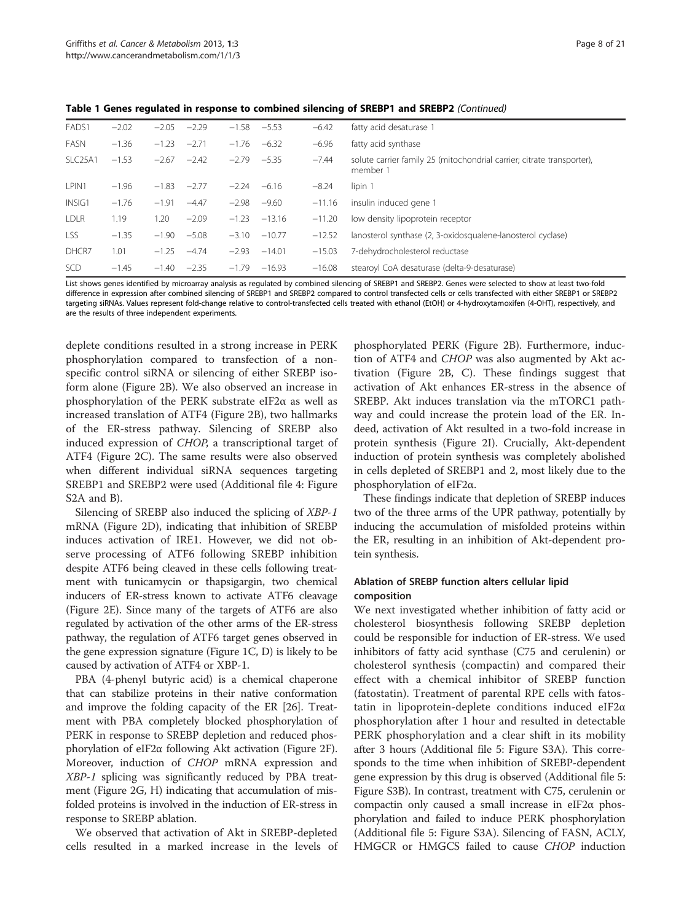**Table 1 Genes regulated in response to combined silencing of SREBP1 and SREBP2** *(Continued)*

| | | | | | | | |
|---|---|---|---|---|---|---|---|
| FADS1 | −2.02 | −2.05 | −2.29 | −1.58 | −5.53 | −6.42 | fatty acid desaturase 1 |
| FASN | −1.36 | −1.23 | −2.71 | −1.76 | −6.32 | −6.96 | fatty acid synthase |
| SLC25A1 | −1.53 | −2.67 | −2.42 | −2.79 | −5.35 | −7.44 | solute carrier family 25 (mitochondrial carrier; citrate transporter), member 1 |
| LPIN1 | −1.96 | −1.83 | −2.77 | −2.24 | −6.16 | −8.24 | lipin 1 |
| INSIG1 | −1.76 | −1.91 | −4.47 | −2.98 | −9.60 | −11.16 | insulin induced gene 1 |
| LDLR | 1.19 | 1.20 | −2.09 | −1.23 | −13.16 | −11.20 | low density lipoprotein receptor |
| LSS | −1.35 | −1.90 | −5.08 | −3.10 | −10.77 | −12.52 | lanosterol synthase (2, 3-oxidosqualene-lanosterol cyclase) |
| DHCR7 | 1.01 | −1.25 | −4.74 | −2.93 | −14.01 | −15.03 | 7-dehydrocholesterol reductase |
| SCD | −1.45 | −1.40 | −2.35 | −1.79 | −16.93 | −16.08 | stearoyl CoA desaturase (delta-9-desaturase) |

List shows genes identified by microarray analysis as regulated by combined silencing of SREBP1 and SREBP2. Genes were selected to show at least two-fold difference in expression after combined silencing of SREBP1 and SREBP2 compared to control transfected cells or cells transfected with either SREBP1 or SREBP2 targeting siRNAs. Values represent fold-change relative to control-transfected cells treated with ethanol (EtOH) or 4-hydroxytamoxifen (4-OHT), respectively, and are the results of three independent experiments.

deplete conditions resulted in a strong increase in PERK phosphorylation compared to transfection of a non-specific control siRNA or silencing of either SREBP isoform alone (Figure 2B). We also observed an increase in phosphorylation of the PERK substrate eIF2α as well as increased translation of ATF4 (Figure 2B), two hallmarks of the ER-stress pathway. Silencing of SREBP also induced expression of *CHOP*, a transcriptional target of ATF4 (Figure 2C). The same results were also observed when different individual siRNA sequences targeting SREBP1 and SREBP2 were used (Additional file 4: Figure S2A and B).

Silencing of SREBP also induced the splicing of *XBP-1* mRNA (Figure 2D), indicating that inhibition of SREBP induces activation of IRE1. However, we did not observe processing of ATF6 following SREBP inhibition despite ATF6 being cleaved in these cells following treatment with tunicamycin or thapsigargin, two chemical inducers of ER-stress known to activate ATF6 cleavage (Figure 2E). Since many of the targets of ATF6 are also regulated by activation of the other arms of the ER-stress pathway, the regulation of ATF6 target genes observed in the gene expression signature (Figure 1C, D) is likely to be caused by activation of ATF4 or XBP-1.

PBA (4-phenyl butyric acid) is a chemical chaperone that can stabilize proteins in their native conformation and improve the folding capacity of the ER [26]. Treatment with PBA completely blocked phosphorylation of PERK in response to SREBP depletion and reduced phosphorylation of eIF2α following Akt activation (Figure 2F). Moreover, induction of *CHOP* mRNA expression and *XBP-1* splicing was significantly reduced by PBA treatment (Figure 2G, H) indicating that accumulation of misfolded proteins is involved in the induction of ER-stress in response to SREBP ablation.

We observed that activation of Akt in SREBP-depleted cells resulted in a marked increase in the levels of phosphorylated PERK (Figure 2B). Furthermore, induction of ATF4 and *CHOP* was also augmented by Akt activation (Figure 2B, C). These findings suggest that activation of Akt enhances ER-stress in the absence of SREBP. Akt induces translation via the mTORC1 pathway and could increase the protein load of the ER. Indeed, activation of Akt resulted in a two-fold increase in protein synthesis (Figure 2I). Crucially, Akt-dependent induction of protein synthesis was completely abolished in cells depleted of SREBP1 and 2, most likely due to the phosphorylation of eIF2α.

These findings indicate that depletion of SREBP induces two of the three arms of the UPR pathway, potentially by inducing the accumulation of misfolded proteins within the ER, resulting in an inhibition of Akt-dependent protein synthesis.

### Ablation of SREBP function alters cellular lipid composition

We next investigated whether inhibition of fatty acid or cholesterol biosynthesis following SREBP depletion could be responsible for induction of ER-stress. We used inhibitors of fatty acid synthase (C75 and cerulenin) or cholesterol synthesis (compactin) and compared their effect with a chemical inhibitor of SREBP function (fatostatin). Treatment of parental RPE cells with fatostatin in lipoprotein-deplete conditions induced eIF2α phosphorylation after 1 hour and resulted in detectable PERK phosphorylation and a clear shift in its mobility after 3 hours (Additional file 5: Figure S3A). This corresponds to the time when inhibition of SREBP-dependent gene expression by this drug is observed (Additional file 5: Figure S3B). In contrast, treatment with C75, cerulenin or compactin only caused a small increase in eIF2α phosphorylation and failed to induce PERK phosphorylation (Additional file 5: Figure S3A). Silencing of FASN, ACLY, HMGCR or HMGCS failed to cause *CHOP* induction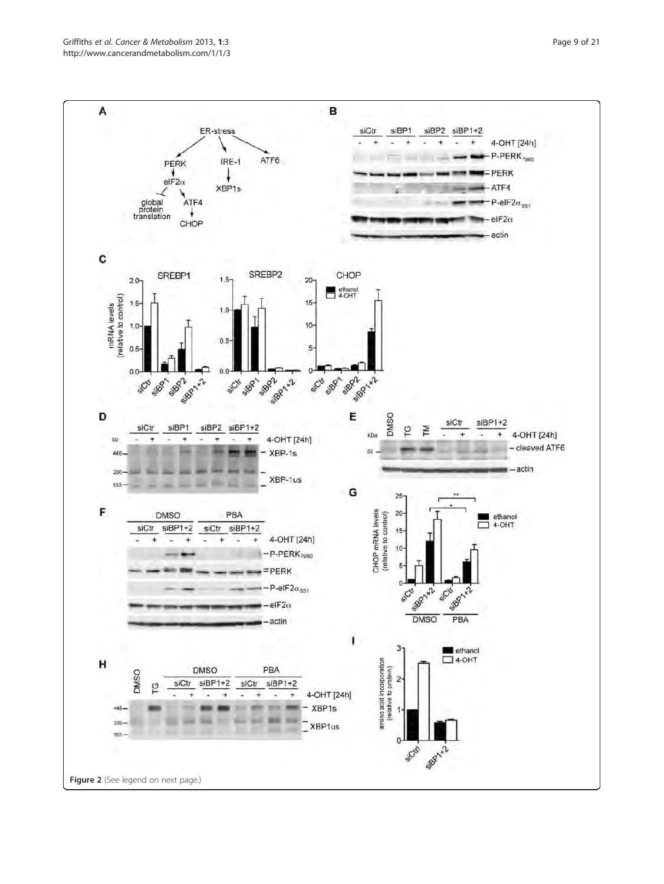Figure 2 (See legend on next page.)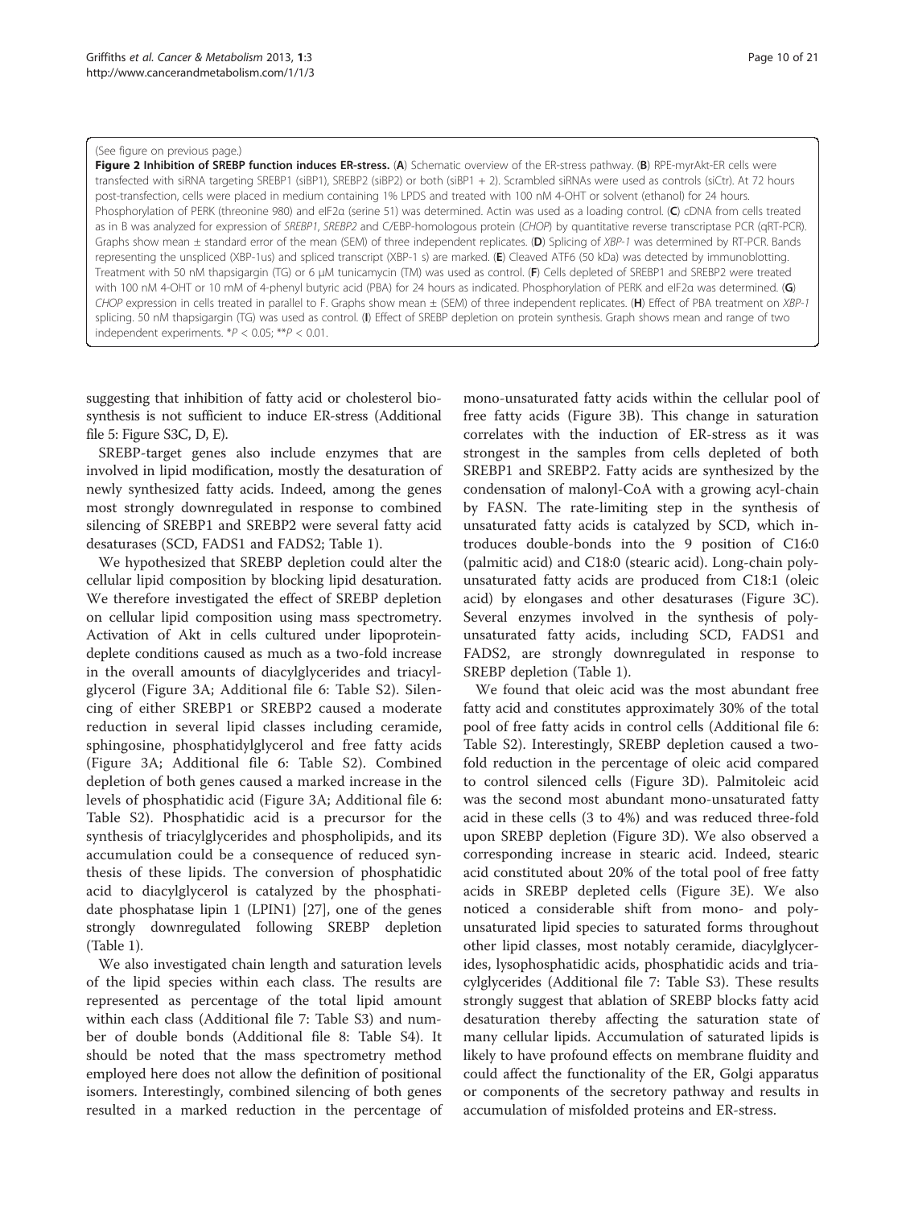(See figure on previous page.)

**Figure 2 Inhibition of SREBP function induces ER-stress.** (**A**) Schematic overview of the ER-stress pathway. (**B**) RPE-myrAkt-ER cells were transfected with siRNA targeting SREBP1 (siBP1), SREBP2 (siBP2) or both (siBP1 + 2). Scrambled siRNAs were used as controls (siCtr). At 72 hours post-transfection, cells were placed in medium containing 1% LPDS and treated with 100 nM 4-OHT or solvent (ethanol) for 24 hours. Phosphorylation of PERK (threonine 980) and eIF2α (serine 51) was determined. Actin was used as a loading control. (**C**) cDNA from cells treated as in B was analyzed for expression of *SREBP1*, *SREBP2* and C/EBP-homologous protein (*CHOP*) by quantitative reverse transcriptase PCR (qRT-PCR). Graphs show mean ± standard error of the mean (SEM) of three independent replicates. (**D**) Splicing of *XBP-1* was determined by RT-PCR. Bands representing the unspliced (XBP-1us) and spliced transcript (XBP-1 s) are marked. (**E**) Cleaved ATF6 (50 kDa) was detected by immunoblotting. Treatment with 50 nM thapsigargin (TG) or 6 μM tunicamycin (TM) was used as control. (**F**) Cells depleted of SREBP1 and SREBP2 were treated with 100 nM 4-OHT or 10 mM of 4-phenyl butyric acid (PBA) for 24 hours as indicated. Phosphorylation of PERK and eIF2α was determined. (**G**) *CHOP* expression in cells treated in parallel to F. Graphs show mean ± (SEM) of three independent replicates. (**H**) Effect of PBA treatment on *XBP-1* splicing. 50 nM thapsigargin (TG) was used as control. (**I**) Effect of SREBP depletion on protein synthesis. Graph shows mean and range of two independent experiments. *$P < 0.05$; **$P < 0.01$.

suggesting that inhibition of fatty acid or cholesterol biosynthesis is not sufficient to induce ER-stress (Additional file 5: Figure S3C, D, E).

SREBP-target genes also include enzymes that are involved in lipid modification, mostly the desaturation of newly synthesized fatty acids. Indeed, among the genes most strongly downregulated in response to combined silencing of SREBP1 and SREBP2 were several fatty acid desaturases (SCD, FADS1 and FADS2; Table 1).

We hypothesized that SREBP depletion could alter the cellular lipid composition by blocking lipid desaturation. We therefore investigated the effect of SREBP depletion on cellular lipid composition using mass spectrometry. Activation of Akt in cells cultured under lipoprotein-deplete conditions caused as much as a two-fold increase in the overall amounts of diacylglycerides and triacylglycerol (Figure 3A; Additional file 6: Table S2). Silencing of either SREBP1 or SREBP2 caused a moderate reduction in several lipid classes including ceramide, sphingosine, phosphatidylglycerol and free fatty acids (Figure 3A; Additional file 6: Table S2). Combined depletion of both genes caused a marked increase in the levels of phosphatidic acid (Figure 3A; Additional file 6: Table S2). Phosphatidic acid is a precursor for the synthesis of triacylglycerides and phospholipids, and its accumulation could be a consequence of reduced synthesis of these lipids. The conversion of phosphatidic acid to diacylglycerol is catalyzed by the phosphatidate phosphatase lipin 1 (LPIN1) [27], one of the genes strongly downregulated following SREBP depletion (Table 1).

We also investigated chain length and saturation levels of the lipid species within each class. The results are represented as percentage of the total lipid amount within each class (Additional file 7: Table S3) and number of double bonds (Additional file 8: Table S4). It should be noted that the mass spectrometry method employed here does not allow the definition of positional isomers. Interestingly, combined silencing of both genes resulted in a marked reduction in the percentage of mono-unsaturated fatty acids within the cellular pool of free fatty acids (Figure 3B). This change in saturation correlates with the induction of ER-stress as it was strongest in the samples from cells depleted of both SREBP1 and SREBP2. Fatty acids are synthesized by the condensation of malonyl-CoA with a growing acyl-chain by FASN. The rate-limiting step in the synthesis of unsaturated fatty acids is catalyzed by SCD, which introduces double-bonds into the 9 position of C16:0 (palmitic acid) and C18:0 (stearic acid). Long-chain polyunsaturated fatty acids are produced from C18:1 (oleic acid) by elongases and other desaturases (Figure 3C). Several enzymes involved in the synthesis of polyunsaturated fatty acids, including SCD, FADS1 and FADS2, are strongly downregulated in response to SREBP depletion (Table 1).

We found that oleic acid was the most abundant free fatty acid and constitutes approximately 30% of the total pool of free fatty acids in control cells (Additional file 6: Table S2). Interestingly, SREBP depletion caused a two-fold reduction in the percentage of oleic acid compared to control silenced cells (Figure 3D). Palmitoleic acid was the second most abundant mono-unsaturated fatty acid in these cells (3 to 4%) and was reduced three-fold upon SREBP depletion (Figure 3D). We also observed a corresponding increase in stearic acid. Indeed, stearic acid constituted about 20% of the total pool of free fatty acids in SREBP depleted cells (Figure 3E). We also noticed a considerable shift from mono- and polyunsaturated lipid species to saturated forms throughout other lipid classes, most notably ceramide, diacylglycerides, lysophosphatidic acids, phosphatidic acids and triacylglycerides (Additional file 7: Table S3). These results strongly suggest that ablation of SREBP blocks fatty acid desaturation thereby affecting the saturation state of many cellular lipids. Accumulation of saturated lipids is likely to have profound effects on membrane fluidity and could affect the functionality of the ER, Golgi apparatus or components of the secretory pathway and results in accumulation of misfolded proteins and ER-stress.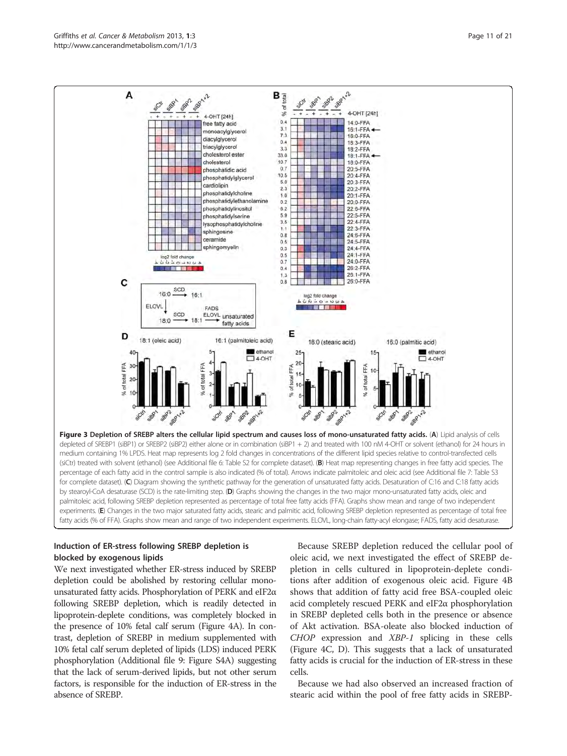**Figure 3 Depletion of SREBP alters the cellular lipid spectrum and causes loss of mono-unsaturated fatty acids.** (**A**) Lipid analysis of cells depleted of SREBP1 (siBP1) or SREBP2 (siBP2) either alone or in combination (siBP1 + 2) and treated with 100 nM 4-OHT or solvent (ethanol) for 24 hours in medium containing 1% LPDS. Heat map represents log 2 fold changes in concentrations of the different lipid species relative to control-transfected cells (siCtr) treated with solvent (ethanol) (see Additional file 6: Table S2 for complete dataset). (**B**) Heat map representing changes in free fatty acid species. The percentage of each fatty acid in the control sample is also indicated (% of total). Arrows indicate palmitoleic and oleic acid (see Additional file 7: Table S3 for complete dataset). (**C**) Diagram showing the synthetic pathway for the generation of unsaturated fatty acids. Desaturation of C:16 and C:18 fatty acids by stearoyl-CoA desaturase (SCD) is the rate-limiting step. (**D**) Graphs showing the changes in the two major mono-unsaturated fatty acids, oleic and palmitoleic acid, following SREBP depletion represented as percentage of total free fatty acids (FFA). Graphs show mean and range of two independent experiments. (**E**) Changes in the two major saturated fatty acids, stearic and palmitic acid, following SREBP depletion represented as percentage of total free fatty acids (% of FFA). Graphs show mean and range of two independent experiments. ELOVL, long-chain fatty-acyl elongase; FADS, fatty acid desaturase.

### Induction of ER-stress following SREBP depletion is blocked by exogenous lipids

We next investigated whether ER-stress induced by SREBP depletion could be abolished by restoring cellular mono-unsaturated fatty acids. Phosphorylation of PERK and eIF2α following SREBP depletion, which is readily detected in lipoprotein-deplete conditions, was completely blocked in the presence of 10% fetal calf serum (Figure 4A). In contrast, depletion of SREBP in medium supplemented with 10% fetal calf serum depleted of lipids (LDS) induced PERK phosphorylation (Additional file 9: Figure S4A) suggesting that the lack of serum-derived lipids, but not other serum factors, is responsible for the induction of ER-stress in the absence of SREBP.

Because SREBP depletion reduced the cellular pool of oleic acid, we next investigated the effect of SREBP depletion in cells cultured in lipoprotein-deplete conditions after addition of exogenous oleic acid. Figure 4B shows that addition of fatty acid free BSA-coupled oleic acid completely rescued PERK and eIF2α phosphorylation in SREBP depleted cells both in the presence or absence of Akt activation. BSA-oleate also blocked induction of *CHOP* expression and *XBP-1* splicing in these cells (Figure 4C, D). This suggests that a lack of unsaturated fatty acids is crucial for the induction of ER-stress in these cells.

Because we had also observed an increased fraction of stearic acid within the pool of free fatty acids in SREBP-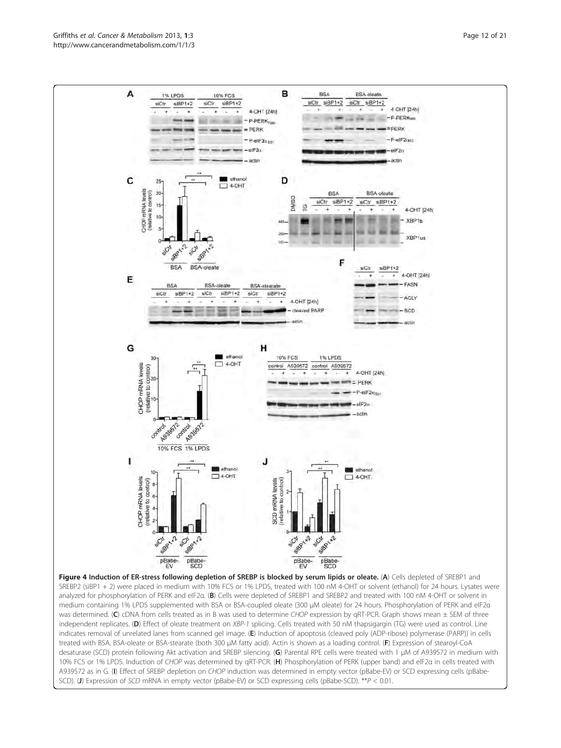**Figure 4 Induction of ER-stress following depletion of SREBP is blocked by serum lipids or oleate.** (**A**) Cells depleted of SREBP1 and SREBP2 (siBP1 + 2) were placed in medium with 10% FCS or 1% LPDS, treated with 100 nM 4-OHT or solvent (ethanol) for 24 hours. Lysates were analyzed for phosphorylation of PERK and eIF2α. (**B**) Cells were depleted of SREBP1 and SREBP2 and treated with 100 nM 4-OHT or solvent in medium containing 1% LPDS supplemented with BSA or BSA-coupled oleate (300 μM oleate) for 24 hours. Phosphorylation of PERK and eIF2α was determined. (**C**) cDNA from cells treated as in B was used to determine *CHOP* expression by qRT-PCR. Graph shows mean ± SEM of three independent replicates. (**D**) Effect of oleate treatment on *XBP-1* splicing. Cells treated with 50 nM thapsigargin (TG) were used as control. Line indicates removal of unrelated lanes from scanned gel image. (**E**) Induction of apoptosis (cleaved poly (ADP-ribose) polymerase (PARP)) in cells treated with BSA, BSA-oleate or BSA-stearate (both 300 μM fatty acid). Actin is shown as a loading control. (**F**) Expression of stearoyl-CoA desaturase (SCD) protein following Akt activation and SREBP silencing. (**G**) Parental RPE cells were treated with 1 μM of A939572 in medium with 10% FCS or 1% LPDS. Induction of *CHOP* was determined by qRT-PCR. (**H**) Phosphorylation of PERK (upper band) and eIF2α in cells treated with A939572 as in G. (**I**) Effect of SREBP depletion on *CHOP* induction was determined in empty vector (pBabe-EV) or SCD expressing cells (pBabe-SCD). (**J**) Expression of *SCD* mRNA in empty vector (pBabe-EV) or SCD expressing cells (pBabe-SCD). **$P < 0.01$.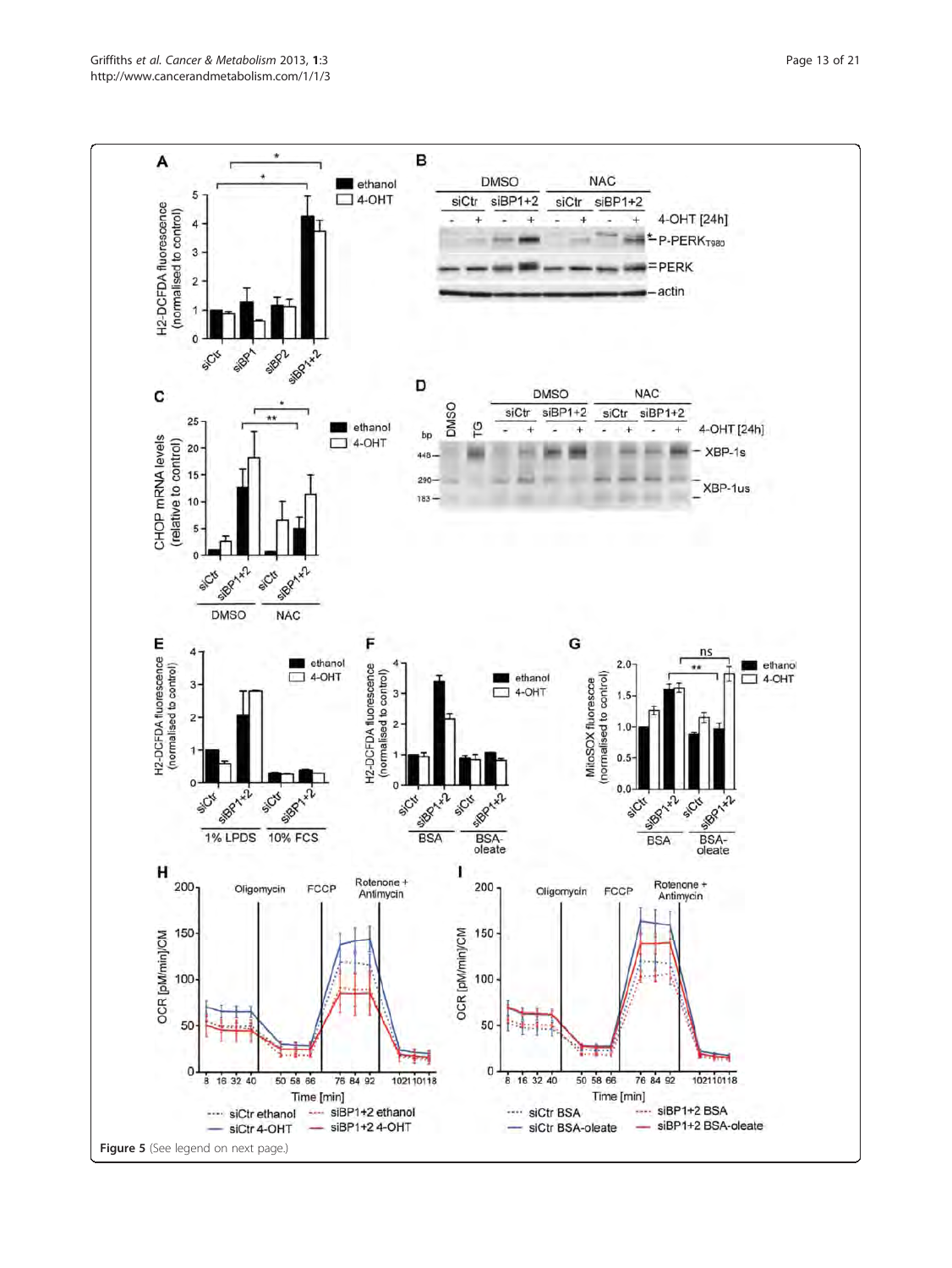**Figure 5** (See legend on next page.)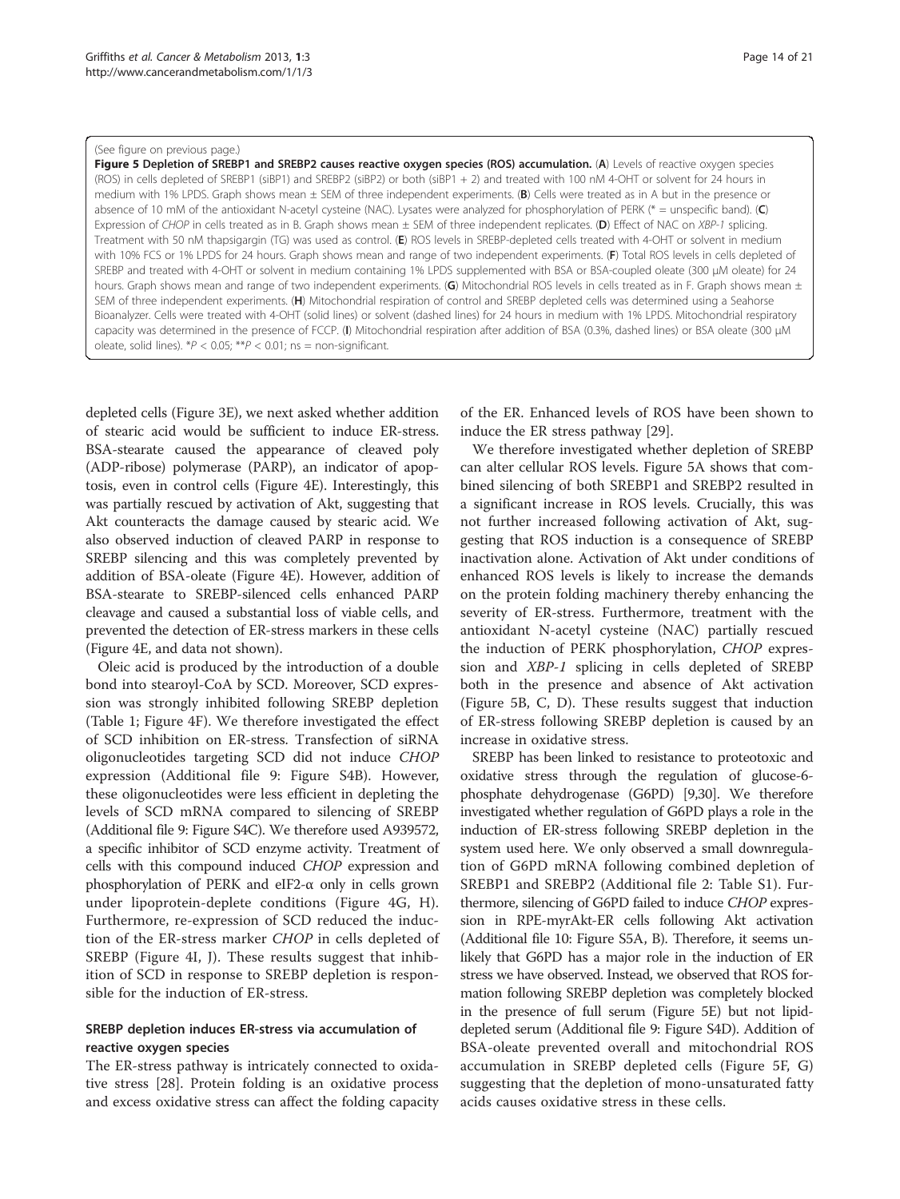(See figure on previous page.)

**Figure 5 Depletion of SREBP1 and SREBP2 causes reactive oxygen species (ROS) accumulation.** (**A**) Levels of reactive oxygen species (ROS) in cells depleted of SREBP1 (siBP1) and SREBP2 (siBP2) or both (siBP1 + 2) and treated with 100 nM 4-OHT or solvent for 24 hours in medium with 1% LPDS. Graph shows mean ± SEM of three independent experiments. (**B**) Cells were treated as in A but in the presence or absence of 10 mM of the antioxidant N-acetyl cysteine (NAC). Lysates were analyzed for phosphorylation of PERK (* = unspecific band). (**C**) Expression of *CHOP* in cells treated as in B. Graph shows mean ± SEM of three independent replicates. (**D**) Effect of NAC on *XBP-1* splicing. Treatment with 50 nM thapsigargin (TG) was used as control. (**E**) ROS levels in SREBP-depleted cells treated with 4-OHT or solvent in medium with 10% FCS or 1% LPDS for 24 hours. Graph shows mean and range of two independent experiments. (**F**) Total ROS levels in cells depleted of SREBP and treated with 4-OHT or solvent in medium containing 1% LPDS supplemented with BSA or BSA-coupled oleate (300 μM oleate) for 24 hours. Graph shows mean and range of two independent experiments. (**G**) Mitochondrial ROS levels in cells treated as in F. Graph shows mean ± SEM of three independent experiments. (**H**) Mitochondrial respiration of control and SREBP depleted cells was determined using a Seahorse Bioanalyzer. Cells were treated with 4-OHT (solid lines) or solvent (dashed lines) for 24 hours in medium with 1% LPDS. Mitochondrial respiratory capacity was determined in the presence of FCCP. (**I**) Mitochondrial respiration after addition of BSA (0.3%, dashed lines) or BSA oleate (300 μM oleate, solid lines). *$P < 0.05$; **$P < 0.01$; ns = non-significant.

depleted cells (Figure 3E), we next asked whether addition of stearic acid would be sufficient to induce ER-stress. BSA-stearate caused the appearance of cleaved poly (ADP-ribose) polymerase (PARP), an indicator of apoptosis, even in control cells (Figure 4E). Interestingly, this was partially rescued by activation of Akt, suggesting that Akt counteracts the damage caused by stearic acid. We also observed induction of cleaved PARP in response to SREBP silencing and this was completely prevented by addition of BSA-oleate (Figure 4E). However, addition of BSA-stearate to SREBP-silenced cells enhanced PARP cleavage and caused a substantial loss of viable cells, and prevented the detection of ER-stress markers in these cells (Figure 4E, and data not shown).

Oleic acid is produced by the introduction of a double bond into stearoyl-CoA by SCD. Moreover, SCD expression was strongly inhibited following SREBP depletion (Table 1; Figure 4F). We therefore investigated the effect of SCD inhibition on ER-stress. Transfection of siRNA oligonucleotides targeting SCD did not induce *CHOP* expression (Additional file 9: Figure S4B). However, these oligonucleotides were less efficient in depleting the levels of SCD mRNA compared to silencing of SREBP (Additional file 9: Figure S4C). We therefore used A939572, a specific inhibitor of SCD enzyme activity. Treatment of cells with this compound induced *CHOP* expression and phosphorylation of PERK and eIF2-α only in cells grown under lipoprotein-deplete conditions (Figure 4G, H). Furthermore, re-expression of SCD reduced the induction of the ER-stress marker *CHOP* in cells depleted of SREBP (Figure 4I, J). These results suggest that inhibition of SCD in response to SREBP depletion is responsible for the induction of ER-stress.

### SREBP depletion induces ER-stress via accumulation of reactive oxygen species

The ER-stress pathway is intricately connected to oxidative stress [28]. Protein folding is an oxidative process and excess oxidative stress can affect the folding capacity of the ER. Enhanced levels of ROS have been shown to induce the ER stress pathway [29].

We therefore investigated whether depletion of SREBP can alter cellular ROS levels. Figure 5A shows that combined silencing of both SREBP1 and SREBP2 resulted in a significant increase in ROS levels. Crucially, this was not further increased following activation of Akt, suggesting that ROS induction is a consequence of SREBP inactivation alone. Activation of Akt under conditions of enhanced ROS levels is likely to increase the demands on the protein folding machinery thereby enhancing the severity of ER-stress. Furthermore, treatment with the antioxidant N-acetyl cysteine (NAC) partially rescued the induction of PERK phosphorylation, *CHOP* expression and *XBP-1* splicing in cells depleted of SREBP both in the presence and absence of Akt activation (Figure 5B, C, D). These results suggest that induction of ER-stress following SREBP depletion is caused by an increase in oxidative stress.

SREBP has been linked to resistance to proteotoxic and oxidative stress through the regulation of glucose-6-phosphate dehydrogenase (G6PD) [9,30]. We therefore investigated whether regulation of G6PD plays a role in the induction of ER-stress following SREBP depletion in the system used here. We only observed a small downregulation of G6PD mRNA following combined depletion of SREBP1 and SREBP2 (Additional file 2: Table S1). Furthermore, silencing of G6PD failed to induce *CHOP* expression in RPE-myrAkt-ER cells following Akt activation (Additional file 10: Figure S5A, B). Therefore, it seems unlikely that G6PD has a major role in the induction of ER stress we have observed. Instead, we observed that ROS formation following SREBP depletion was completely blocked in the presence of full serum (Figure 5E) but not lipid-depleted serum (Additional file 9: Figure S4D). Addition of BSA-oleate prevented overall and mitochondrial ROS accumulation in SREBP depleted cells (Figure 5F, G) suggesting that the depletion of mono-unsaturated fatty acids causes oxidative stress in these cells.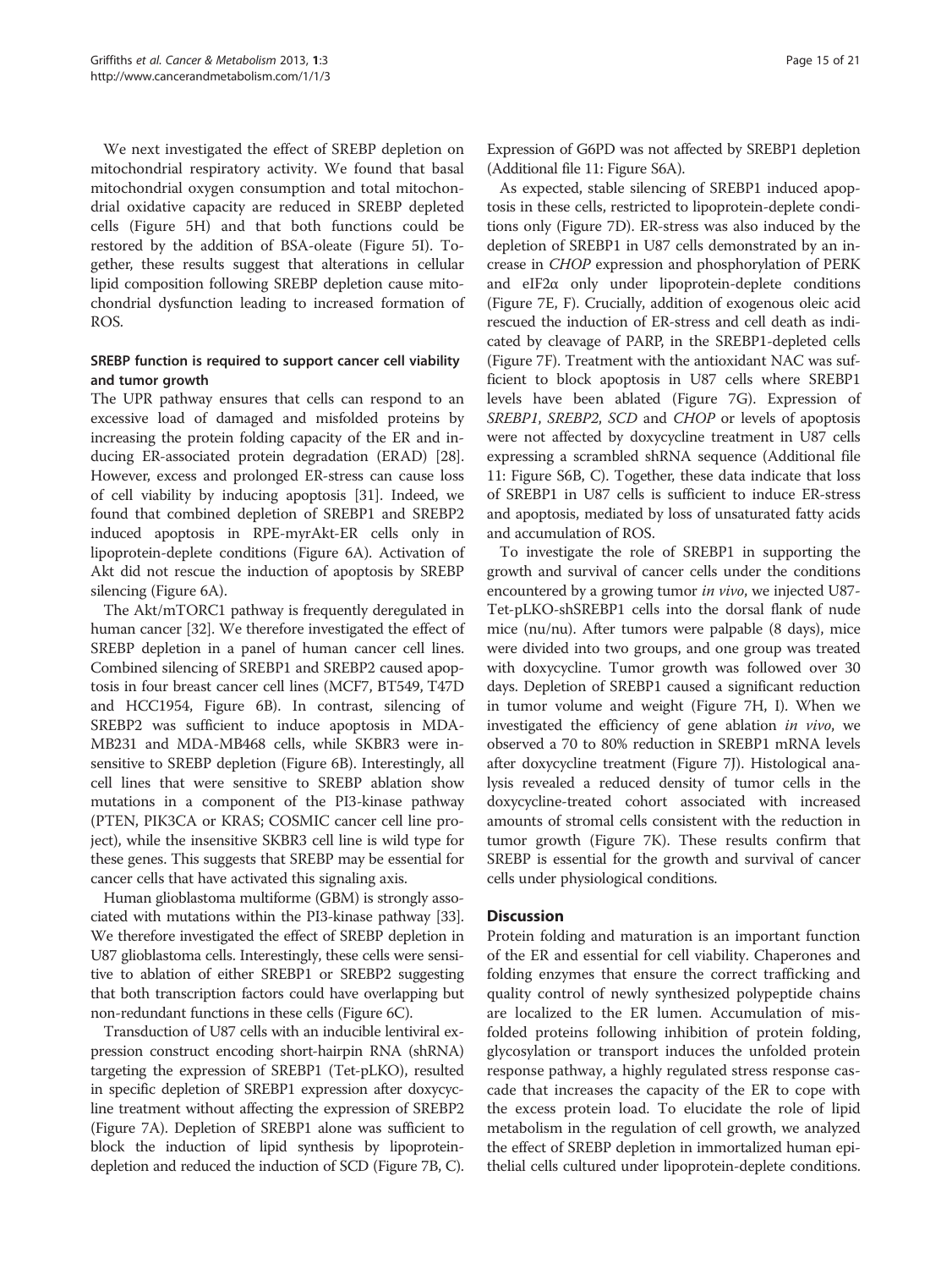We next investigated the effect of SREBP depletion on mitochondrial respiratory activity. We found that basal mitochondrial oxygen consumption and total mitochondrial oxidative capacity are reduced in SREBP depleted cells (Figure 5H) and that both functions could be restored by the addition of BSA-oleate (Figure 5I). Together, these results suggest that alterations in cellular lipid composition following SREBP depletion cause mitochondrial dysfunction leading to increased formation of ROS.

### SREBP function is required to support cancer cell viability and tumor growth

The UPR pathway ensures that cells can respond to an excessive load of damaged and misfolded proteins by increasing the protein folding capacity of the ER and inducing ER-associated protein degradation (ERAD) [28]. However, excess and prolonged ER-stress can cause loss of cell viability by inducing apoptosis [31]. Indeed, we found that combined depletion of SREBP1 and SREBP2 induced apoptosis in RPE-myrAkt-ER cells only in lipoprotein-deplete conditions (Figure 6A). Activation of Akt did not rescue the induction of apoptosis by SREBP silencing (Figure 6A).

The Akt/mTORC1 pathway is frequently deregulated in human cancer [32]. We therefore investigated the effect of SREBP depletion in a panel of human cancer cell lines. Combined silencing of SREBP1 and SREBP2 caused apoptosis in four breast cancer cell lines (MCF7, BT549, T47D and HCC1954, Figure 6B). In contrast, silencing of SREBP2 was sufficient to induce apoptosis in MDA-MB231 and MDA-MB468 cells, while SKBR3 were insensitive to SREBP depletion (Figure 6B). Interestingly, all cell lines that were sensitive to SREBP ablation show mutations in a component of the PI3-kinase pathway (PTEN, PIK3CA or KRAS; COSMIC cancer cell line project), while the insensitive SKBR3 cell line is wild type for these genes. This suggests that SREBP may be essential for cancer cells that have activated this signaling axis.

Human glioblastoma multiforme (GBM) is strongly associated with mutations within the PI3-kinase pathway [33]. We therefore investigated the effect of SREBP depletion in U87 glioblastoma cells. Interestingly, these cells were sensitive to ablation of either SREBP1 or SREBP2 suggesting that both transcription factors could have overlapping but non-redundant functions in these cells (Figure 6C).

Transduction of U87 cells with an inducible lentiviral expression construct encoding short-hairpin RNA (shRNA) targeting the expression of SREBP1 (Tet-pLKO), resulted in specific depletion of SREBP1 expression after doxycycline treatment without affecting the expression of SREBP2 (Figure 7A). Depletion of SREBP1 alone was sufficient to block the induction of lipid synthesis by lipoprotein-depletion and reduced the induction of SCD (Figure 7B, C). Expression of G6PD was not affected by SREBP1 depletion (Additional file 11: Figure S6A).

As expected, stable silencing of SREBP1 induced apoptosis in these cells, restricted to lipoprotein-deplete conditions only (Figure 7D). ER-stress was also induced by the depletion of SREBP1 in U87 cells demonstrated by an increase in *CHOP* expression and phosphorylation of PERK and eIF2α only under lipoprotein-deplete conditions (Figure 7E, F). Crucially, addition of exogenous oleic acid rescued the induction of ER-stress and cell death as indicated by cleavage of PARP, in the SREBP1-depleted cells (Figure 7F). Treatment with the antioxidant NAC was sufficient to block apoptosis in U87 cells where SREBP1 levels have been ablated (Figure 7G). Expression of *SREBP1*, *SREBP2*, *SCD* and *CHOP* or levels of apoptosis were not affected by doxycycline treatment in U87 cells expressing a scrambled shRNA sequence (Additional file 11: Figure S6B, C). Together, these data indicate that loss of SREBP1 in U87 cells is sufficient to induce ER-stress and apoptosis, mediated by loss of unsaturated fatty acids and accumulation of ROS.

To investigate the role of SREBP1 in supporting the growth and survival of cancer cells under the conditions encountered by a growing tumor *in vivo*, we injected U87-Tet-pLKO-shSREBP1 cells into the dorsal flank of nude mice (nu/nu). After tumors were palpable (8 days), mice were divided into two groups, and one group was treated with doxycycline. Tumor growth was followed over 30 days. Depletion of SREBP1 caused a significant reduction in tumor volume and weight (Figure 7H, I). When we investigated the efficiency of gene ablation *in vivo*, we observed a 70 to 80% reduction in SREBP1 mRNA levels after doxycycline treatment (Figure 7J). Histological analysis revealed a reduced density of tumor cells in the doxycycline-treated cohort associated with increased amounts of stromal cells consistent with the reduction in tumor growth (Figure 7K). These results confirm that SREBP is essential for the growth and survival of cancer cells under physiological conditions.

## Discussion

Protein folding and maturation is an important function of the ER and essential for cell viability. Chaperones and folding enzymes that ensure the correct trafficking and quality control of newly synthesized polypeptide chains are localized to the ER lumen. Accumulation of misfolded proteins following inhibition of protein folding, glycosylation or transport induces the unfolded protein response pathway, a highly regulated stress response cascade that increases the capacity of the ER to cope with the excess protein load. To elucidate the role of lipid metabolism in the regulation of cell growth, we analyzed the effect of SREBP depletion in immortalized human epithelial cells cultured under lipoprotein-deplete conditions.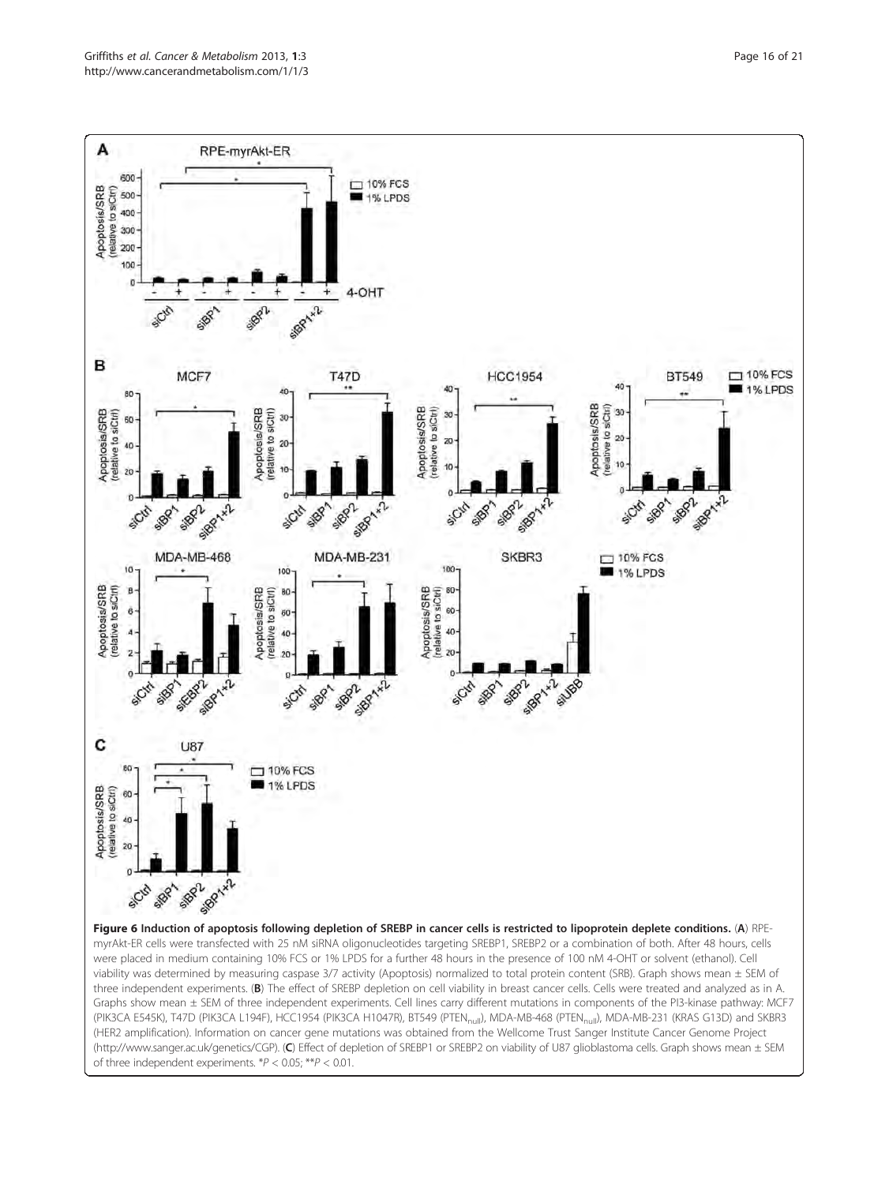**Figure 6 Induction of apoptosis following depletion of SREBP in cancer cells is restricted to lipoprotein deplete conditions.** (**A**) RPE-myrAkt-ER cells were transfected with 25 nM siRNA oligonucleotides targeting SREBP1, SREBP2 or a combination of both. After 48 hours, cells were placed in medium containing 10% FCS or 1% LPDS for a further 48 hours in the presence of 100 nM 4-OHT or solvent (ethanol). Cell viability was determined by measuring caspase 3/7 activity (Apoptosis) normalized to total protein content (SRB). Graph shows mean ± SEM of three independent experiments. (**B**) The effect of SREBP depletion on cell viability in breast cancer cells. Cells were treated and analyzed as in A. Graphs show mean ± SEM of three independent experiments. Cell lines carry different mutations in components of the PI3-kinase pathway: MCF7 (PIK3CA E545K), T47D (PIK3CA L194F), HCC1954 (PIK3CA H1047R), BT549 ($PTEN_{null}$), MDA-MB-468 ($PTEN_{null}$), MDA-MB-231 (KRAS G13D) and SKBR3 (HER2 amplification). Information on cancer gene mutations was obtained from the Wellcome Trust Sanger Institute Cancer Genome Project (http://www.sanger.ac.uk/genetics/CGP). (**C**) Effect of depletion of SREBP1 or SREBP2 on viability of U87 glioblastoma cells. Graph shows mean ± SEM of three independent experiments. *$P < 0.05$; **$P < 0.01$.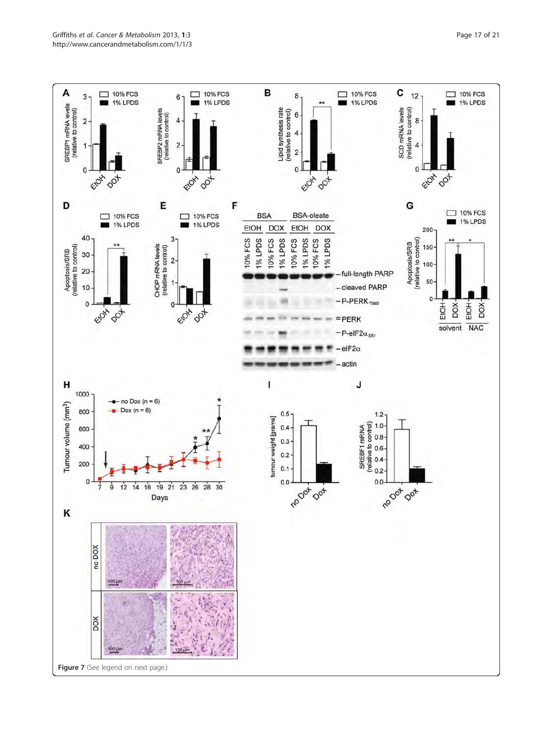**Figure 7** (See legend on next page.)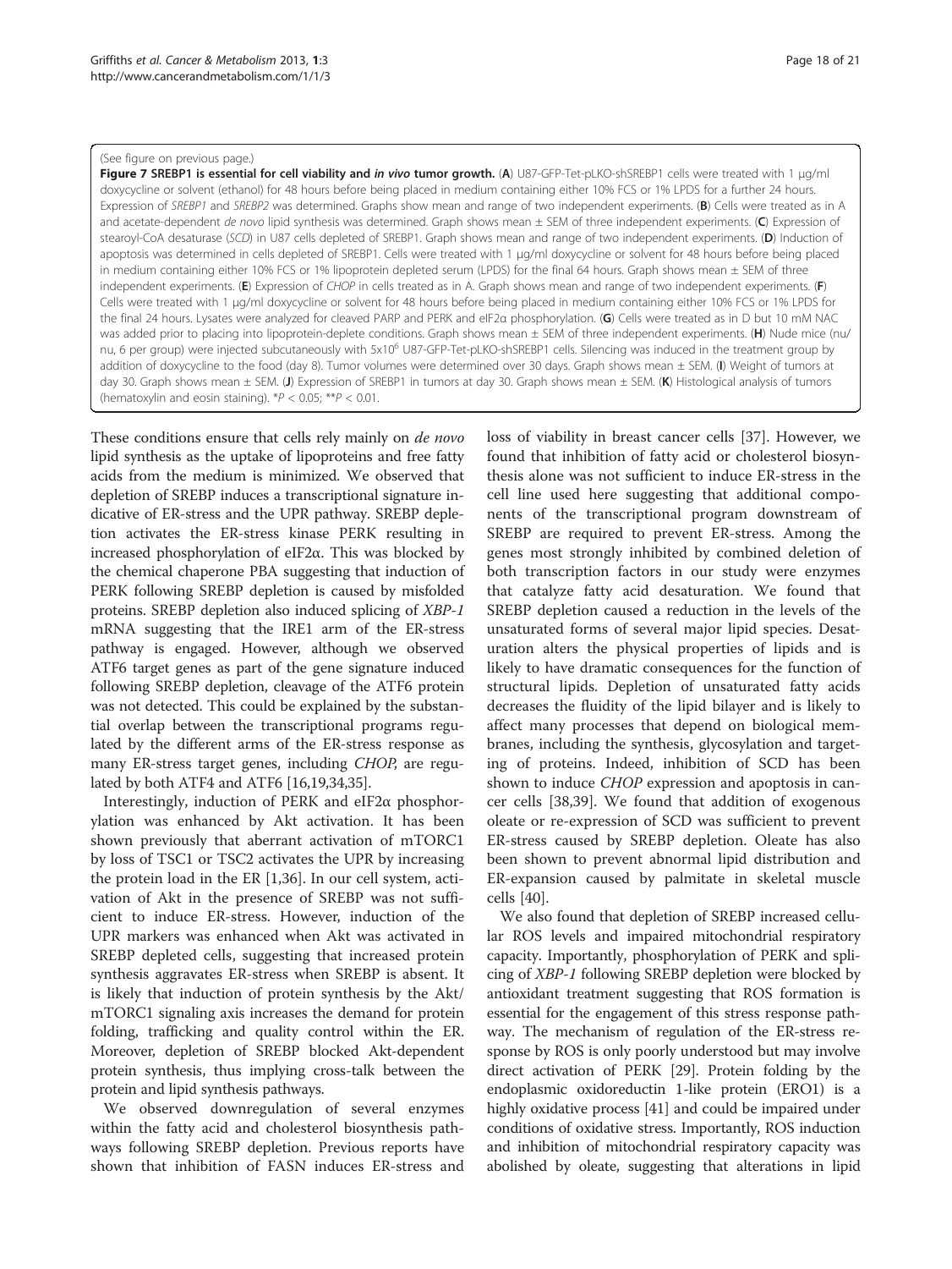(See figure on previous page.)

**Figure 7 SREBP1 is essential for cell viability and *in vivo* tumor growth.** (**A**) U87-GFP-Tet-pLKO-shSREBP1 cells were treated with 1 μg/ml doxycycline or solvent (ethanol) for 48 hours before being placed in medium containing either 10% FCS or 1% LPDS for a further 24 hours. Expression of *SREBP1* and *SREBP2* was determined. Graphs show mean and range of two independent experiments. (**B**) Cells were treated as in A and acetate-dependent *de novo* lipid synthesis was determined. Graph shows mean ± SEM of three independent experiments. (**C**) Expression of stearoyl-CoA desaturase (*SCD*) in U87 cells depleted of SREBP1. Graph shows mean and range of two independent experiments. (**D**) Induction of apoptosis was determined in cells depleted of SREBP1. Cells were treated with 1 μg/ml doxycycline or solvent for 48 hours before being placed in medium containing either 10% FCS or 1% lipoprotein depleted serum (LPDS) for the final 64 hours. Graph shows mean ± SEM of three independent experiments. (**E**) Expression of *CHOP* in cells treated as in A. Graph shows mean and range of two independent experiments. (**F**) Cells were treated with 1 μg/ml doxycycline or solvent for 48 hours before being placed in medium containing either 10% FCS or 1% LPDS for the final 24 hours. Lysates were analyzed for cleaved PARP and PERK and eIF2α phosphorylation. (**G**) Cells were treated as in D but 10 mM NAC was added prior to placing into lipoprotein-deplete conditions. Graph shows mean ± SEM of three independent experiments. (**H**) Nude mice (nu/nu, 6 per group) were injected subcutaneously with $5 \times 10^6$ U87-GFP-Tet-pLKO-shSREBP1 cells. Silencing was induced in the treatment group by addition of doxycycline to the food (day 8). Tumor volumes were determined over 30 days. Graph shows mean ± SEM. (**I**) Weight of tumors at day 30. Graph shows mean ± SEM. (**J**) Expression of SREBP1 in tumors at day 30. Graph shows mean ± SEM. (**K**) Histological analysis of tumors (hematoxylin and eosin staining). $*P < 0.05$; $**P < 0.01$.

These conditions ensure that cells rely mainly on *de novo* lipid synthesis as the uptake of lipoproteins and free fatty acids from the medium is minimized. We observed that depletion of SREBP induces a transcriptional signature indicative of ER-stress and the UPR pathway. SREBP depletion activates the ER-stress kinase PERK resulting in increased phosphorylation of eIF2α. This was blocked by the chemical chaperone PBA suggesting that induction of PERK following SREBP depletion is caused by misfolded proteins. SREBP depletion also induced splicing of *XBP-1* mRNA suggesting that the IRE1 arm of the ER-stress pathway is engaged. However, although we observed ATF6 target genes as part of the gene signature induced following SREBP depletion, cleavage of the ATF6 protein was not detected. This could be explained by the substantial overlap between the transcriptional programs regulated by the different arms of the ER-stress response as many ER-stress target genes, including *CHOP*, are regulated by both ATF4 and ATF6 [16,19,34,35].

Interestingly, induction of PERK and eIF2α phosphorylation was enhanced by Akt activation. It has been shown previously that aberrant activation of mTORC1 by loss of TSC1 or TSC2 activates the UPR by increasing the protein load in the ER [1,36]. In our cell system, activation of Akt in the presence of SREBP was not sufficient to induce ER-stress. However, induction of the UPR markers was enhanced when Akt was activated in SREBP depleted cells, suggesting that increased protein synthesis aggravates ER-stress when SREBP is absent. It is likely that induction of protein synthesis by the Akt/mTORC1 signaling axis increases the demand for protein folding, trafficking and quality control within the ER. Moreover, depletion of SREBP blocked Akt-dependent protein synthesis, thus implying cross-talk between the protein and lipid synthesis pathways.

We observed downregulation of several enzymes within the fatty acid and cholesterol biosynthesis pathways following SREBP depletion. Previous reports have shown that inhibition of FASN induces ER-stress and loss of viability in breast cancer cells [37]. However, we found that inhibition of fatty acid or cholesterol biosynthesis alone was not sufficient to induce ER-stress in the cell line used here suggesting that additional components of the transcriptional program downstream of SREBP are required to prevent ER-stress. Among the genes most strongly inhibited by combined deletion of both transcription factors in our study were enzymes that catalyze fatty acid desaturation. We found that SREBP depletion caused a reduction in the levels of the unsaturated forms of several major lipid species. Desaturation alters the physical properties of lipids and is likely to have dramatic consequences for the function of structural lipids. Depletion of unsaturated fatty acids decreases the fluidity of the lipid bilayer and is likely to affect many processes that depend on biological membranes, including the synthesis, glycosylation and targeting of proteins. Indeed, inhibition of SCD has been shown to induce *CHOP* expression and apoptosis in cancer cells [38,39]. We found that addition of exogenous oleate or re-expression of SCD was sufficient to prevent ER-stress caused by SREBP depletion. Oleate has also been shown to prevent abnormal lipid distribution and ER-expansion caused by palmitate in skeletal muscle cells [40].

We also found that depletion of SREBP increased cellular ROS levels and impaired mitochondrial respiratory capacity. Importantly, phosphorylation of PERK and splicing of *XBP-1* following SREBP depletion were blocked by antioxidant treatment suggesting that ROS formation is essential for the engagement of this stress response pathway. The mechanism of regulation of the ER-stress response by ROS is only poorly understood but may involve direct activation of PERK [29]. Protein folding by the endoplasmic oxidoreductin 1-like protein (ERO1) is a highly oxidative process [41] and could be impaired under conditions of oxidative stress. Importantly, ROS induction and inhibition of mitochondrial respiratory capacity was abolished by oleate, suggesting that alterations in lipid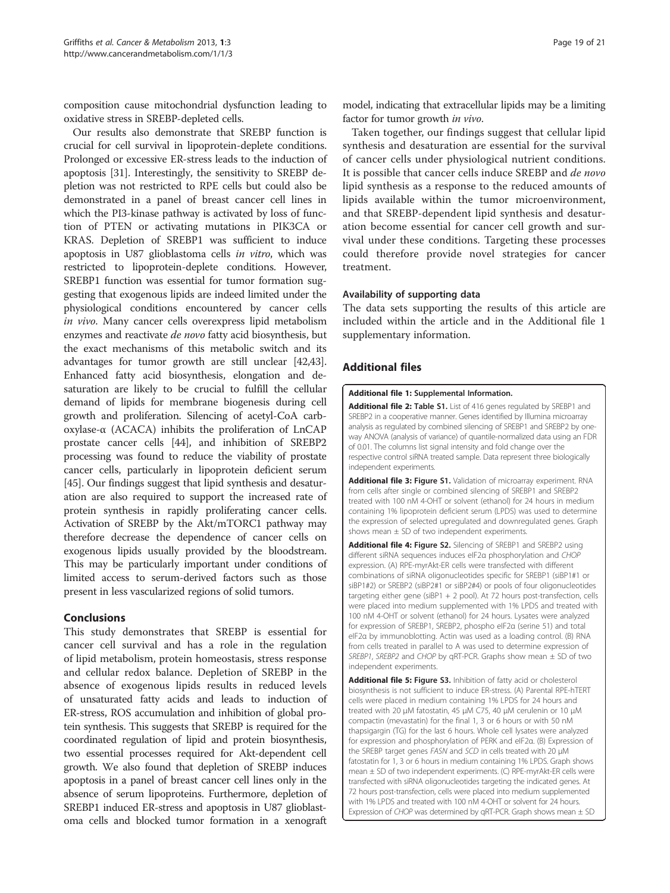composition cause mitochondrial dysfunction leading to oxidative stress in SREBP-depleted cells.

Our results also demonstrate that SREBP function is crucial for cell survival in lipoprotein-deplete conditions. Prolonged or excessive ER-stress leads to the induction of apoptosis [31]. Interestingly, the sensitivity to SREBP depletion was not restricted to RPE cells but could also be demonstrated in a panel of breast cancer cell lines in which the PI3-kinase pathway is activated by loss of function of PTEN or activating mutations in PIK3CA or KRAS. Depletion of SREBP1 was sufficient to induce apoptosis in U87 glioblastoma cells *in vitro*, which was restricted to lipoprotein-deplete conditions. However, SREBP1 function was essential for tumor formation suggesting that exogenous lipids are indeed limited under the physiological conditions encountered by cancer cells *in vivo*. Many cancer cells overexpress lipid metabolism enzymes and reactivate *de novo* fatty acid biosynthesis, but the exact mechanisms of this metabolic switch and its advantages for tumor growth are still unclear [42,43]. Enhanced fatty acid biosynthesis, elongation and desaturation are likely to be crucial to fulfill the cellular demand of lipids for membrane biogenesis during cell growth and proliferation. Silencing of acetyl-CoA carboxylase-α (ACACA) inhibits the proliferation of LnCAP prostate cancer cells [44], and inhibition of SREBP2 processing was found to reduce the viability of prostate cancer cells, particularly in lipoprotein deficient serum [45]. Our findings suggest that lipid synthesis and desaturation are also required to support the increased rate of protein synthesis in rapidly proliferating cancer cells. Activation of SREBP by the Akt/mTORC1 pathway may therefore decrease the dependence of cancer cells on exogenous lipids usually provided by the bloodstream. This may be particularly important under conditions of limited access to serum-derived factors such as those present in less vascularized regions of solid tumors.

## Conclusions

This study demonstrates that SREBP is essential for cancer cell survival and has a role in the regulation of lipid metabolism, protein homeostasis, stress response and cellular redox balance. Depletion of SREBP in the absence of exogenous lipids results in reduced levels of unsaturated fatty acids and leads to induction of ER-stress, ROS accumulation and inhibition of global protein synthesis. This suggests that SREBP is required for the coordinated regulation of lipid and protein biosynthesis, two essential processes required for Akt-dependent cell growth. We also found that depletion of SREBP induces apoptosis in a panel of breast cancer cell lines only in the absence of serum lipoproteins. Furthermore, depletion of SREBP1 induced ER-stress and apoptosis in U87 glioblastoma cells and blocked tumor formation in a xenograft model, indicating that extracellular lipids may be a limiting factor for tumor growth *in vivo*.

Taken together, our findings suggest that cellular lipid synthesis and desaturation are essential for the survival of cancer cells under physiological nutrient conditions. It is possible that cancer cells induce SREBP and *de novo* lipid synthesis as a response to the reduced amounts of lipids available within the tumor microenvironment, and that SREBP-dependent lipid synthesis and desaturation become essential for cancer cell growth and survival under these conditions. Targeting these processes could therefore provide novel strategies for cancer treatment.

### Availability of supporting data

The data sets supporting the results of this article are included within the article and in the Additional file 1 supplementary information.

## Additional files

**Additional file 1: Supplemental Information.**

**Additional file 2: Table S1.** List of 416 genes regulated by SREBP1 and SREBP2 in a cooperative manner. Genes identified by Illumina microarray analysis as regulated by combined silencing of SREBP1 and SREBP2 by one-way ANOVA (analysis of variance) of quantile-normalized data using an FDR of 0.01. The columns list signal intensity and fold change over the respective control siRNA treated sample. Data represent three biologically independent experiments.

**Additional file 3: Figure S1.** Validation of microarray experiment. RNA from cells after single or combined silencing of SREBP1 and SREBP2 treated with 100 nM 4-OHT or solvent (ethanol) for 24 hours in medium containing 1% lipoprotein deficient serum (LPDS) was used to determine the expression of selected upregulated and downregulated genes. Graph shows mean ± SD of two independent experiments.

**Additional file 4: Figure S2.** Silencing of SREBP1 and SREBP2 using different siRNA sequences induces eIF2α phosphorylation and *CHOP* expression. (A) RPE-myrAkt-ER cells were transfected with different combinations of siRNA oligonucleotides specific for SREBP1 (siBP1#1 or siBP1#2) or SREBP2 (siBP2#1 or siBP2#4) or pools of four oligonucleotides targeting either gene (siBP1 + 2 pool). At 72 hours post-transfection, cells were placed into medium supplemented with 1% LPDS and treated with 100 nM 4-OHT or solvent (ethanol) for 24 hours. Lysates were analyzed for expression of SREBP1, SREBP2, phospho eIF2α (serine 51) and total eIF2α by immunoblotting. Actin was used as a loading control. (B) RNA from cells treated in parallel to A was used to determine expression of *SREBP1*, *SREBP2* and *CHOP* by qRT-PCR. Graphs show mean ± SD of two independent experiments.

**Additional file 5: Figure S3.** Inhibition of fatty acid or cholesterol biosynthesis is not sufficient to induce ER-stress. (A) Parental RPE-hTERT cells were placed in medium containing 1% LPDS for 24 hours and treated with 20 μM fatostatin, 45 μM C75, 40 μM cerulenin or 10 μM compactin (mevastatin) for the final 1, 3 or 6 hours or with 50 nM thapsigargin (TG) for the last 6 hours. Whole cell lysates were analyzed for expression and phosphorylation of PERK and eIF2α. (B) Expression of the SREBP target genes *FASN* and *SCD* in cells treated with 20 μM fatostatin for 1, 3 or 6 hours in medium containing 1% LPDS. Graph shows mean ± SD of two independent experiments. (C) RPE-myrAkt-ER cells were transfected with siRNA oligonucleotides targeting the indicated genes. At 72 hours post-transfection, cells were placed into medium supplemented with 1% LPDS and treated with 100 nM 4-OHT or solvent for 24 hours. Expression of *CHOP* was determined by qRT-PCR. Graph shows mean ± SD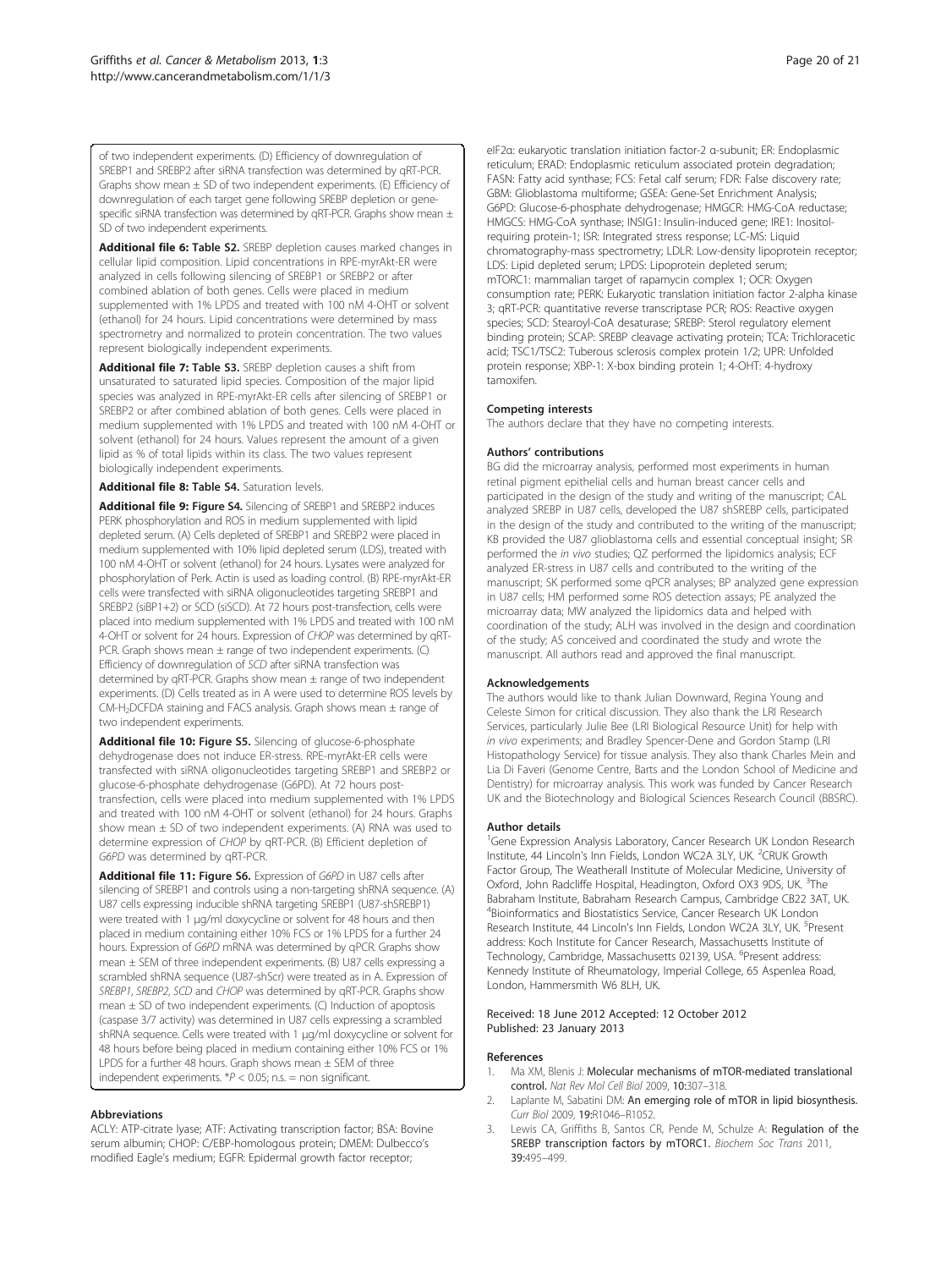of two independent experiments. (D) Efficiency of downregulation of SREBP1 and SREBP2 after siRNA transfection was determined by qRT-PCR. Graphs show mean ± SD of two independent experiments. (E) Efficiency of downregulation of each target gene following SREBP depletion or gene-specific siRNA transfection was determined by qRT-PCR. Graphs show mean ± SD of two independent experiments.

**Additional file 6: Table S2.** SREBP depletion causes marked changes in cellular lipid composition. Lipid concentrations in RPE-myrAkt-ER were analyzed in cells following silencing of SREBP1 or SREBP2 or after combined ablation of both genes. Cells were placed in medium supplemented with 1% LPDS and treated with 100 nM 4-OHT or solvent (ethanol) for 24 hours. Lipid concentrations were determined by mass spectrometry and normalized to protein concentration. The two values represent biologically independent experiments.

**Additional file 7: Table S3.** SREBP depletion causes a shift from unsaturated to saturated lipid species. Composition of the major lipid species was analyzed in RPE-myrAkt-ER cells after silencing of SREBP1 or SREBP2 or after combined ablation of both genes. Cells were placed in medium supplemented with 1% LPDS and treated with 100 nM 4-OHT or solvent (ethanol) for 24 hours. Values represent the amount of a given lipid as % of total lipids within its class. The two values represent biologically independent experiments.

**Additional file 8: Table S4.** Saturation levels.

**Additional file 9: Figure S4.** Silencing of SREBP1 and SREBP2 induces PERK phosphorylation and ROS in medium supplemented with lipid depleted serum. (A) Cells depleted of SREBP1 and SREBP2 were placed in medium supplemented with 10% lipid depleted serum (LDS), treated with 100 nM 4-OHT or solvent (ethanol) for 24 hours. Lysates were analyzed for phosphorylation of Perk. Actin is used as loading control. (B) RPE-myrAkt-ER cells were transfected with siRNA oligonucleotides targeting SREBP1 and SREBP2 (siBP1+2) or SCD (siSCD). At 72 hours post-transfection, cells were placed into medium supplemented with 1% LPDS and treated with 100 nM 4-OHT or solvent for 24 hours. Expression of *CHOP* was determined by qRT-PCR. Graph shows mean ± range of two independent experiments. (C) Efficiency of downregulation of *SCD* after siRNA transfection was determined by qRT-PCR. Graphs show mean ± range of two independent experiments. (D) Cells treated as in A were used to determine ROS levels by CM-$H_2$DCFDA staining and FACS analysis. Graph shows mean ± range of two independent experiments.

**Additional file 10: Figure S5.** Silencing of glucose-6-phosphate dehydrogenase does not induce ER-stress. RPE-myrAkt-ER cells were transfected with siRNA oligonucleotides targeting SREBP1 and SREBP2 or glucose-6-phosphate dehydrogenase (G6PD). At 72 hours post-transfection, cells were placed into medium supplemented with 1% LPDS and treated with 100 nM 4-OHT or solvent (ethanol) for 24 hours. Graphs show mean ± SD of two independent experiments. (A) RNA was used to determine expression of *CHOP* by qRT-PCR. (B) Efficient depletion of *G6PD* was determined by qRT-PCR.

**Additional file 11: Figure S6.** Expression of *G6PD* in U87 cells after silencing of SREBP1 and controls using a non-targeting shRNA sequence. (A) U87 cells expressing inducible shRNA targeting SREBP1 (U87-shSREBP1) were treated with 1 μg/ml doxycycline or solvent for 48 hours and then placed in medium containing either 10% FCS or 1% LPDS for a further 24 hours. Expression of *G6PD* mRNA was determined by qPCR. Graphs show mean ± SEM of three independent experiments. (B) U87 cells expressing a scrambled shRNA sequence (U87-shScr) were treated as in A. Expression of *SREBP1*, *SREBP2*, *SCD* and *CHOP* was determined by qRT-PCR. Graphs show mean ± SD of two independent experiments. (C) Induction of apoptosis (caspase 3/7 activity) was determined in U87 cells expressing a scrambled shRNA sequence. Cells were treated with 1 μg/ml doxycycline or solvent for 48 hours before being placed in medium containing either 10% FCS or 1% LPDS for a further 48 hours. Graph shows mean ± SEM of three independent experiments. *$P < 0.05$; n.s. = non significant.

### Abbreviations

ACLY: ATP-citrate lyase; ATF: Activating transcription factor; BSA: Bovine serum albumin; CHOP: C/EBP-homologous protein; DMEM: Dulbecco's modified Eagle's medium; EGFR: Epidermal growth factor receptor; eIF2α: eukaryotic translation initiation factor-2 α-subunit; ER: Endoplasmic reticulum; ERAD: Endoplasmic reticulum associated protein degradation; FASN: Fatty acid synthase; FCS: Fetal calf serum; FDR: False discovery rate; GBM: Glioblastoma multiforme; GSEA: Gene-Set Enrichment Analysis; G6PD: Glucose-6-phosphate dehydrogenase; HMGCR: HMG-CoA reductase; HMGCS: HMG-CoA synthase; INSIG1: Insulin-induced gene; IRE1: Inositol-requiring protein-1; ISR: Integrated stress response; LC-MS: Liquid chromatography-mass spectrometry; LDLR: Low-density lipoprotein receptor; LDS: Lipid depleted serum; LPDS: Lipoprotein depleted serum; mTORC1: mammalian target of rapamycin complex 1; OCR: Oxygen consumption rate; PERK: Eukaryotic translation initiation factor 2-alpha kinase 3; qRT-PCR: quantitative reverse transcriptase PCR; ROS: Reactive oxygen species; SCD: Stearoyl-CoA desaturase; SREBP: Sterol regulatory element binding protein; SCAP: SREBP cleavage activating protein; TCA: Trichloracetic acid; TSC1/TSC2: Tuberous sclerosis complex protein 1/2; UPR: Unfolded protein response; XBP-1: X-box binding protein 1; 4-OHT: 4-hydroxy tamoxifen.

### Competing interests

The authors declare that they have no competing interests.

### Authors' contributions

BG did the microarray analysis, performed most experiments in human retinal pigment epithelial cells and human breast cancer cells and participated in the design of the study and writing of the manuscript; CAL analyzed SREBP in U87 cells, developed the U87 shSREBP cells, participated in the design of the study and contributed to the writing of the manuscript; KB provided the U87 glioblastoma cells and essential conceptual insight; SR performed the *in vivo* studies; QZ performed the lipidomics analysis; ECF analyzed ER-stress in U87 cells and contributed to the writing of the manuscript; SK performed some qPCR analyses; BP analyzed gene expression in U87 cells; HM performed some ROS detection assays; PE analyzed the microarray data; MW analyzed the lipidomics data and helped with coordination of the study; ALH was involved in the design and coordination of the study; AS conceived and coordinated the study and wrote the manuscript. All authors read and approved the final manuscript.

### Acknowledgements

The authors would like to thank Julian Downward, Regina Young and Celeste Simon for critical discussion. They also thank the LRI Research Services, particularly Julie Bee (LRI Biological Resource Unit) for help with *in vivo* experiments; and Bradley Spencer-Dene and Gordon Stamp (LRI Histopathology Service) for tissue analysis. They also thank Charles Mein and Lia Di Faveri (Genome Centre, Barts and the London School of Medicine and Dentistry) for microarray analysis. This work was funded by Cancer Research UK and the Biotechnology and Biological Sciences Research Council (BBSRC).

### Author details

[1]Gene Expression Analysis Laboratory, Cancer Research UK London Research Institute, 44 Lincoln's Inn Fields, London WC2A 3LY, UK. [2]CRUK Growth Factor Group, The Weatherall Institute of Molecular Medicine, University of Oxford, John Radcliffe Hospital, Headington, Oxford OX3 9DS, UK. [3]The Babraham Institute, Babraham Research Campus, Cambridge CB22 3AT, UK. [4]Bioinformatics and Biostatistics Service, Cancer Research UK London Research Institute, 44 Lincoln's Inn Fields, London WC2A 3LY, UK. [5]Present address: Koch Institute for Cancer Research, Massachusetts Institute of Technology, Cambridge, Massachusetts 02139, USA. [6]Present address: Kennedy Institute of Rheumatology, Imperial College, 65 Aspenlea Road, London, Hammersmith W6 8LH, UK.

Received: 18 June 2012 Accepted: 12 October 2012
Published: 23 January 2013

### References

1. Ma XM, Blenis J: **Molecular mechanisms of mTOR-mediated translational control.** *Nat Rev Mol Cell Biol* 2009, **10:**307–318.
2. Laplante M, Sabatini DM: **An emerging role of mTOR in lipid biosynthesis.** *Curr Biol* 2009, **19:**R1046–R1052.
3. Lewis CA, Griffiths B, Santos CR, Pende M, Schulze A: **Regulation of the SREBP transcription factors by mTORC1.** *Biochem Soc Trans* 2011, **39:**495–499.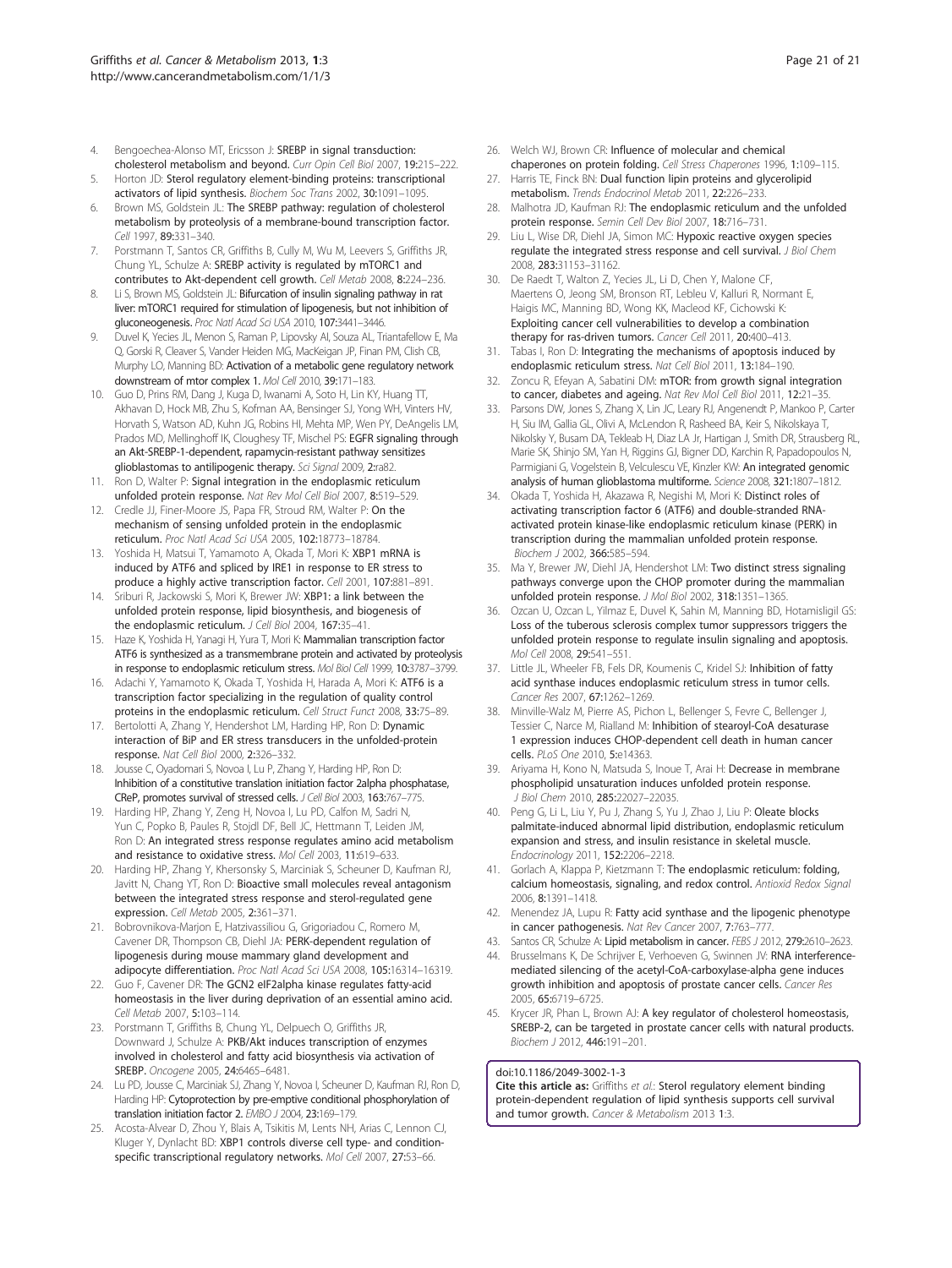4. Bengoechea-Alonso MT, Ericsson J: **SREBP in signal transduction: cholesterol metabolism and beyond.** *Curr Opin Cell Biol* 2007, **19:**215–222.
5. Horton JD: **Sterol regulatory element-binding proteins: transcriptional activators of lipid synthesis.** *Biochem Soc Trans* 2002, **30:**1091–1095.
6. Brown MS, Goldstein JL: **The SREBP pathway: regulation of cholesterol metabolism by proteolysis of a membrane-bound transcription factor.** *Cell* 1997, **89:**331–340.
7. Porstmann T, Santos CR, Griffiths B, Cully M, Wu M, Leevers S, Griffiths JR, Chung YL, Schulze A: **SREBP activity is regulated by mTORC1 and contributes to Akt-dependent cell growth.** *Cell Metab* 2008, **8:**224–236.
8. Li S, Brown MS, Goldstein JL: **Bifurcation of insulin signaling pathway in rat liver: mTORC1 required for stimulation of lipogenesis, but not inhibition of gluconeogenesis.** *Proc Natl Acad Sci USA* 2010, **107:**3441–3446.
9. Duvel K, Yecies JL, Menon S, Raman P, Lipovsky AI, Souza AL, Triantafellow E, Ma Q, Gorski R, Cleaver S, Vander Heiden MG, MacKeigan JP, Finan PM, Clish CB, Murphy LO, Manning BD: **Activation of a metabolic gene regulatory network downstream of mtor complex 1.** *Mol Cell* 2010, **39:**171–183.
10. Guo D, Prins RM, Dang J, Kuga D, Iwanami A, Soto H, Lin KY, Huang TT, Akhavan D, Hock MB, Zhu S, Kofman AA, Bensinger SJ, Yong WH, Vinters HV, Horvath S, Watson AD, Kuhn JG, Robins HI, Mehta MP, Wen PY, DeAngelis LM, Prados MD, Mellinghoff IK, Cloughesy TF, Mischel PS: **EGFR signaling through an Akt-SREBP-1-dependent, rapamycin-resistant pathway sensitizes glioblastomas to antilipogenic therapy.** *Sci Signal* 2009, **2:**ra82.
11. Ron D, Walter P: **Signal integration in the endoplasmic reticulum unfolded protein response.** *Nat Rev Mol Cell Biol* 2007, **8:**519–529.
12. Credle JJ, Finer-Moore JS, Papa FR, Stroud RM, Walter P: **On the mechanism of sensing unfolded protein in the endoplasmic reticulum.** *Proc Natl Acad Sci USA* 2005, **102:**18773–18784.
13. Yoshida H, Matsui T, Yamamoto A, Okada T, Mori K: **XBP1 mRNA is induced by ATF6 and spliced by IRE1 in response to ER stress to produce a highly active transcription factor.** *Cell* 2001, **107:**881–891.
14. Sriburi R, Jackowski S, Mori K, Brewer JW: **XBP1: a link between the unfolded protein response, lipid biosynthesis, and biogenesis of the endoplasmic reticulum.** *J Cell Biol* 2004, **167:**35–41.
15. Haze K, Yoshida H, Yanagi H, Yura T, Mori K: **Mammalian transcription factor ATF6 is synthesized as a transmembrane protein and activated by proteolysis in response to endoplasmic reticulum stress.** *Mol Biol Cell* 1999, **10:**3787–3799.
16. Adachi Y, Yamamoto K, Okada T, Yoshida H, Harada A, Mori K: **ATF6 is a transcription factor specializing in the regulation of quality control proteins in the endoplasmic reticulum.** *Cell Struct Funct* 2008, **33:**75–89.
17. Bertolotti A, Zhang Y, Hendershot LM, Harding HP, Ron D: **Dynamic interaction of BiP and ER stress transducers in the unfolded-protein response.** *Nat Cell Biol* 2000, **2:**326–332.
18. Jousse C, Oyadomari S, Novoa I, Lu P, Zhang Y, Harding HP, Ron D: **Inhibition of a constitutive translation initiation factor 2alpha phosphatase, CReP, promotes survival of stressed cells.** *J Cell Biol* 2003, **163:**767–775.
19. Harding HP, Zhang Y, Zeng H, Novoa I, Lu PD, Calfon M, Sadri N, Yun C, Popko B, Paules R, Stojdl DF, Bell JC, Hettmann T, Leiden JM, Ron D: **An integrated stress response regulates amino acid metabolism and resistance to oxidative stress.** *Mol Cell* 2003, **11:**619–633.
20. Harding HP, Zhang Y, Khersonsky S, Marciniak S, Scheuner D, Kaufman RJ, Javitt N, Chang YT, Ron D: **Bioactive small molecules reveal antagonism between the integrated stress response and sterol-regulated gene expression.** *Cell Metab* 2005, **2:**361–371.
21. Bobrovnikova-Marjon E, Hatzivassiliou G, Grigoriadou C, Romero M, Cavener DR, Thompson CB, Diehl JA: **PERK-dependent regulation of lipogenesis during mouse mammary gland development and adipocyte differentiation.** *Proc Natl Acad Sci USA* 2008, **105:**16314–16319.
22. Guo F, Cavener DR: **The GCN2 eIF2alpha kinase regulates fatty-acid homeostasis in the liver during deprivation of an essential amino acid.** *Cell Metab* 2007, **5:**103–114.
23. Porstmann T, Griffiths B, Chung YL, Delpuech O, Griffiths JR, Downward J, Schulze A: **PKB/Akt induces transcription of enzymes involved in cholesterol and fatty acid biosynthesis via activation of SREBP.** *Oncogene* 2005, **24:**6465–6481.
24. Lu PD, Jousse C, Marciniak SJ, Zhang Y, Novoa I, Scheuner D, Kaufman RJ, Ron D, Harding HP: **Cytoprotection by pre-emptive conditional phosphorylation of translation initiation factor 2.** *EMBO J* 2004, **23:**169–179.
25. Acosta-Alvear D, Zhou Y, Blais A, Tsikitis M, Lents NH, Arias C, Lennon CJ, Kluger Y, Dynlacht BD: **XBP1 controls diverse cell type- and condition-specific transcriptional regulatory networks.** *Mol Cell* 2007, **27:**53–66.
26. Welch WJ, Brown CR: **Influence of molecular and chemical chaperones on protein folding.** *Cell Stress Chaperones* 1996, **1:**109–115.
27. Harris TE, Finck BN: **Dual function lipin proteins and glycerolipid metabolism.** *Trends Endocrinol Metab* 2011, **22:**226–233.
28. Malhotra JD, Kaufman RJ: **The endoplasmic reticulum and the unfolded protein response.** *Semin Cell Dev Biol* 2007, **18:**716–731.
29. Liu L, Wise DR, Diehl JA, Simon MC: **Hypoxic reactive oxygen species regulate the integrated stress response and cell survival.** *J Biol Chem* 2008, **283:**31153–31162.
30. De Raedt T, Walton Z, Yecies JL, Li D, Chen Y, Malone CF, Maertens O, Jeong SM, Bronson RT, Lebleu V, Kalluri R, Normant E, Haigis MC, Manning BD, Wong KK, Macleod KF, Cichowski K: **Exploiting cancer cell vulnerabilities to develop a combination therapy for ras-driven tumors.** *Cancer Cell* 2011, **20:**400–413.
31. Tabas I, Ron D: **Integrating the mechanisms of apoptosis induced by endoplasmic reticulum stress.** *Nat Cell Biol* 2011, **13:**184–190.
32. Zoncu R, Efeyan A, Sabatini DM: **mTOR: from growth signal integration to cancer, diabetes and ageing.** *Nat Rev Mol Cell Biol* 2011, **12:**21–35.
33. Parsons DW, Jones S, Zhang X, Lin JC, Leary RJ, Angenendt P, Mankoo P, Carter H, Siu IM, Gallia GL, Olivi A, McLendon R, Rasheed BA, Keir S, Nikolskaya T, Nikolsky Y, Busam DA, Tekleab H, Diaz LA Jr, Hartigan J, Smith DR, Strausberg RL, Marie SK, Shinjo SM, Yan H, Riggins GJ, Bigner DD, Karchin R, Papadopoulos N, Parmigiani G, Vogelstein B, Velculescu VE, Kinzler KW: **An integrated genomic analysis of human glioblastoma multiforme.** *Science* 2008, **321:**1807–1812.
34. Okada T, Yoshida H, Akazawa R, Negishi M, Mori K: **Distinct roles of activating transcription factor 6 (ATF6) and double-stranded RNA-activated protein kinase-like endoplasmic reticulum kinase (PERK) in transcription during the mammalian unfolded protein response.** *Biochem J* 2002, **366:**585–594.
35. Ma Y, Brewer JW, Diehl JA, Hendershot LM: **Two distinct stress signaling pathways converge upon the CHOP promoter during the mammalian unfolded protein response.** *J Mol Biol* 2002, **318:**1351–1365.
36. Ozcan U, Ozcan L, Yilmaz E, Duvel K, Sahin M, Manning BD, Hotamisligil GS: **Loss of the tuberous sclerosis complex tumor suppressors triggers the unfolded protein response to regulate insulin signaling and apoptosis.** *Mol Cell* 2008, **29:**541–551.
37. Little JL, Wheeler FB, Fels DR, Koumenis C, Kridel SJ: **Inhibition of fatty acid synthase induces endoplasmic reticulum stress in tumor cells.** *Cancer Res* 2007, **67:**1262–1269.
38. Minville-Walz M, Pierre AS, Pichon L, Bellenger S, Fevre C, Bellenger J, Tessier C, Narce M, Rialland M: **Inhibition of stearoyl-CoA desaturase 1 expression induces CHOP-dependent cell death in human cancer cells.** *PLoS One* 2010, **5:**e14363.
39. Ariyama H, Kono N, Matsuda S, Inoue T, Arai H: **Decrease in membrane phospholipid unsaturation induces unfolded protein response.** *J Biol Chem* 2010, **285:**22027–22035.
40. Peng G, Li L, Liu Y, Pu J, Zhang S, Yu J, Zhao J, Liu P: **Oleate blocks palmitate-induced abnormal lipid distribution, endoplasmic reticulum expansion and stress, and insulin resistance in skeletal muscle.** *Endocrinology* 2011, **152:**2206–2218.
41. Gorlach A, Klappa P, Kietzmann T: **The endoplasmic reticulum: folding, calcium homeostasis, signaling, and redox control.** *Antioxid Redox Signal* 2006, **8:**1391–1418.
42. Menendez JA, Lupu R: **Fatty acid synthase and the lipogenic phenotype in cancer pathogenesis.** *Nat Rev Cancer* 2007, **7:**763–777.
43. Santos CR, Schulze A: **Lipid metabolism in cancer.** *FEBS J* 2012, **279:**2610–2623.
44. Brusselmans K, De Schrijver E, Verhoeven G, Swinnen JV: **RNA interference-mediated silencing of the acetyl-CoA-carboxylase-alpha gene induces growth inhibition and apoptosis of prostate cancer cells.** *Cancer Res* 2005, **65:**6719–6725.
45. Krycer JR, Phan L, Brown AJ: **A key regulator of cholesterol homeostasis, SREBP-2, can be targeted in prostate cancer cells with natural products.** *Biochem J* 2012, **446:**191–201.

doi:10.1186/2049-3002-1-3

**Cite this article as:** Griffiths *et al.*: Sterol regulatory element binding protein-dependent regulation of lipid synthesis supports cell survival and tumor growth. *Cancer & Metabolism* 2013 **1**:3.